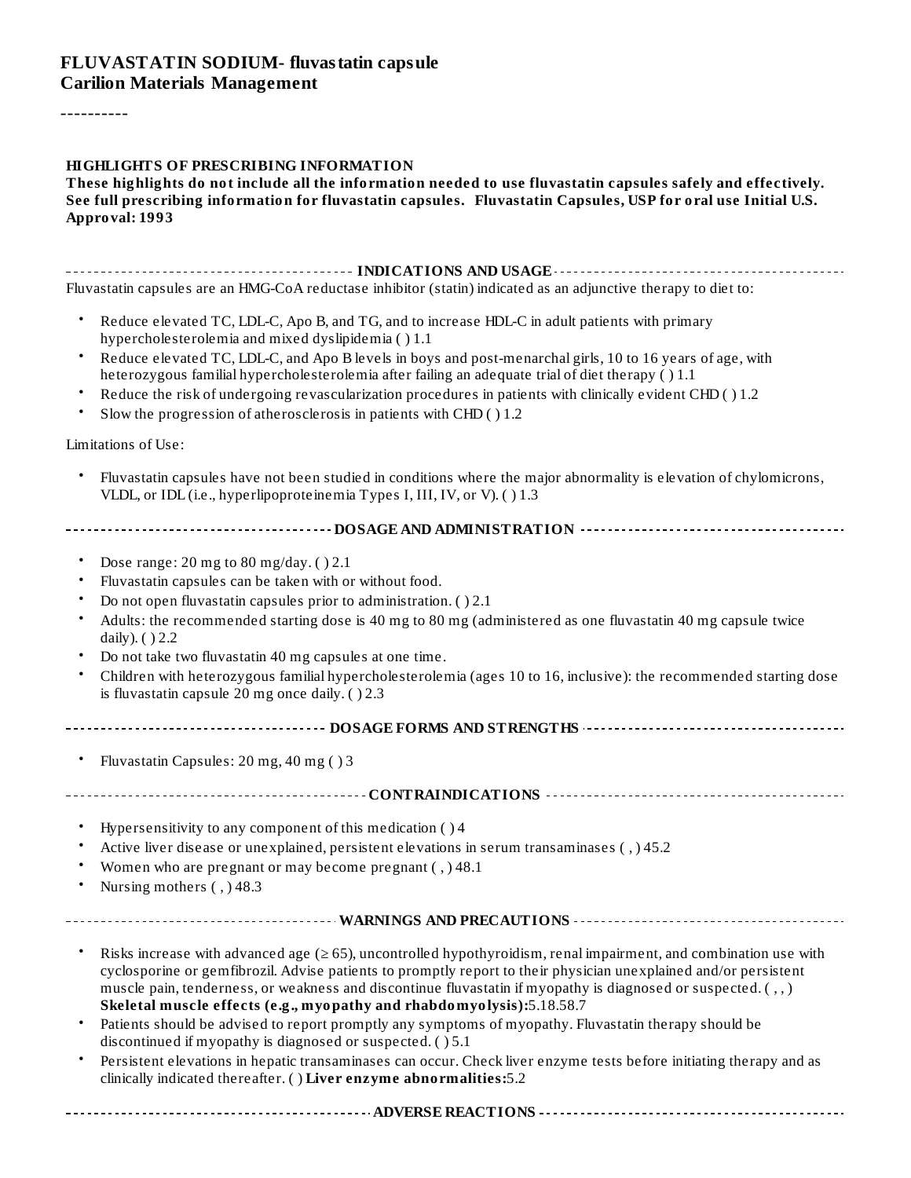# FLUVASTATIN SODIUM- fluvastatin capsule
**Carilion Materials Management**

----------

**HIGHLIGHTS OF PRESCRIBING INFORMATION**
**These highlights do not include all the information needed to use fluvastatin capsules safely and effectively. See full prescribing information for fluvastatin capsules. Fluvastatin Capsules, USP for oral use Initial U.S. Approval: 1993**

## INDICATIONS AND USAGE

Fluvastatin capsules are an HMG-CoA reductase inhibitor (statin) indicated as an adjunctive therapy to diet to:

- Reduce elevated TC, LDL-C, Apo B, and TG, and to increase HDL-C in adult patients with primary hypercholesterolemia and mixed dyslipidemia ( ) 1.1
- Reduce elevated TC, LDL-C, and Apo B levels in boys and post-menarchal girls, 10 to 16 years of age, with heterozygous familial hypercholesterolemia after failing an adequate trial of diet therapy ( ) 1.1
- Reduce the risk of undergoing revascularization procedures in patients with clinically evident CHD ( ) 1.2
- Slow the progression of atherosclerosis in patients with CHD ( ) 1.2

Limitations of Use:

- Fluvastatin capsules have not been studied in conditions where the major abnormality is elevation of chylomicrons, VLDL, or IDL (i.e., hyperlipoproteinemia Types I, III, IV, or V). ( ) 1.3

## DOSAGE AND ADMINISTRATION

- Dose range: 20 mg to 80 mg/day. ( ) 2.1
- Fluvastatin capsules can be taken with or without food.
- Do not open fluvastatin capsules prior to administration. ( ) 2.1
- Adults: the recommended starting dose is 40 mg to 80 mg (administered as one fluvastatin 40 mg capsule twice daily). ( ) 2.2
- Do not take two fluvastatin 40 mg capsules at one time.
- Children with heterozygous familial hypercholesterolemia (ages 10 to 16, inclusive): the recommended starting dose is fluvastatin capsule 20 mg once daily. ( ) 2.3

## DOSAGE FORMS AND STRENGTHS

- Fluvastatin Capsules: 20 mg, 40 mg ( ) 3

## CONTRAINDICATIONS

- Hypersensitivity to any component of this medication ( ) 4
- Active liver disease or unexplained, persistent elevations in serum transaminases ( , ) 45.2
- Women who are pregnant or may become pregnant ( , ) 48.1
- Nursing mothers ( , ) 48.3

## WARNINGS AND PRECAUTIONS

- Risks increase with advanced age (≥ 65), uncontrolled hypothyroidism, renal impairment, and combination use with cyclosporine or gemfibrozil. Advise patients to promptly report to their physician unexplained and/or persistent muscle pain, tenderness, or weakness and discontinue fluvastatin if myopathy is diagnosed or suspected. ( , , ) **Skeletal muscle effects (e.g., myopathy and rhabdomyolysis):**5.18.58.7
- Patients should be advised to report promptly any symptoms of myopathy. Fluvastatin therapy should be discontinued if myopathy is diagnosed or suspected. ( ) 5.1
- Persistent elevations in hepatic transaminases can occur. Check liver enzyme tests before initiating therapy and as clinically indicated thereafter. ( ) **Liver enzyme abnormalities:**5.2

## ADVERSE REACTIONS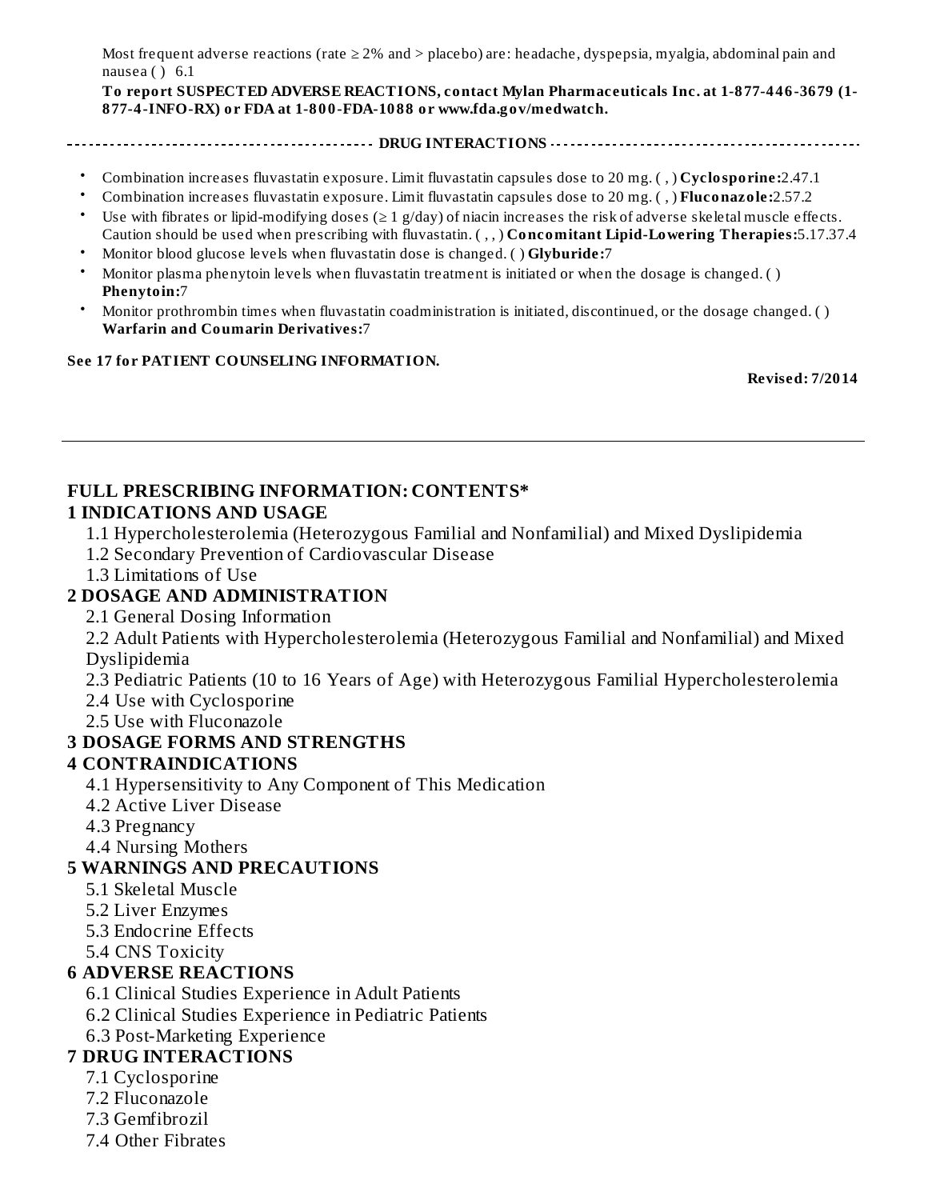Most frequent adverse reactions (rate ≥ 2% and > placebo) are: headache, dyspepsia, myalgia, abdominal pain and nausea ( ) 6.1

**To report SUSPECTED ADVERSE REACTIONS, contact Mylan Pharmaceuticals Inc. at 1-877-446-3679 (1-877-4-INFO-RX) or FDA at 1-800-FDA-1088 or www.fda.gov/medwatch.**

**DRUG INTERACTIONS**

- Combination increases fluvastatin exposure. Limit fluvastatin capsules dose to 20 mg. ( , ) **Cyclosporine:**2.47.1
- Combination increases fluvastatin exposure. Limit fluvastatin capsules dose to 20 mg. ( , ) **Fluconazole:**2.57.2
- Use with fibrates or lipid-modifying doses (≥ 1 g/day) of niacin increases the risk of adverse skeletal muscle effects. Caution should be used when prescribing with fluvastatin. ( , , ) **Concomitant Lipid-Lowering Therapies:**5.17.37.4
- Monitor blood glucose levels when fluvastatin dose is changed. ( ) **Glyburide:**7
- Monitor plasma phenytoin levels when fluvastatin treatment is initiated or when the dosage is changed. ( ) **Phenytoin:**7
- Monitor prothrombin times when fluvastatin coadministration is initiated, discontinued, or the dosage changed. ( ) **Warfarin and Coumarin Derivatives:**7

**See 17 for PATIENT COUNSELING INFORMATION.**

**Revised: 7/2014**

---

## FULL PRESCRIBING INFORMATION: CONTENTS*

**1 INDICATIONS AND USAGE**
- 1.1 Hypercholesterolemia (Heterozygous Familial and Nonfamilial) and Mixed Dyslipidemia
- 1.2 Secondary Prevention of Cardiovascular Disease
- 1.3 Limitations of Use

**2 DOSAGE AND ADMINISTRATION**
- 2.1 General Dosing Information
- 2.2 Adult Patients with Hypercholesterolemia (Heterozygous Familial and Nonfamilial) and Mixed Dyslipidemia
- 2.3 Pediatric Patients (10 to 16 Years of Age) with Heterozygous Familial Hypercholesterolemia
- 2.4 Use with Cyclosporine
- 2.5 Use with Fluconazole

**3 DOSAGE FORMS AND STRENGTHS**

**4 CONTRAINDICATIONS**
- 4.1 Hypersensitivity to Any Component of This Medication
- 4.2 Active Liver Disease
- 4.3 Pregnancy
- 4.4 Nursing Mothers

**5 WARNINGS AND PRECAUTIONS**
- 5.1 Skeletal Muscle
- 5.2 Liver Enzymes
- 5.3 Endocrine Effects
- 5.4 CNS Toxicity

**6 ADVERSE REACTIONS**
- 6.1 Clinical Studies Experience in Adult Patients
- 6.2 Clinical Studies Experience in Pediatric Patients
- 6.3 Post-Marketing Experience

**7 DRUG INTERACTIONS**
- 7.1 Cyclosporine
- 7.2 Fluconazole
- 7.3 Gemfibrozil
- 7.4 Other Fibrates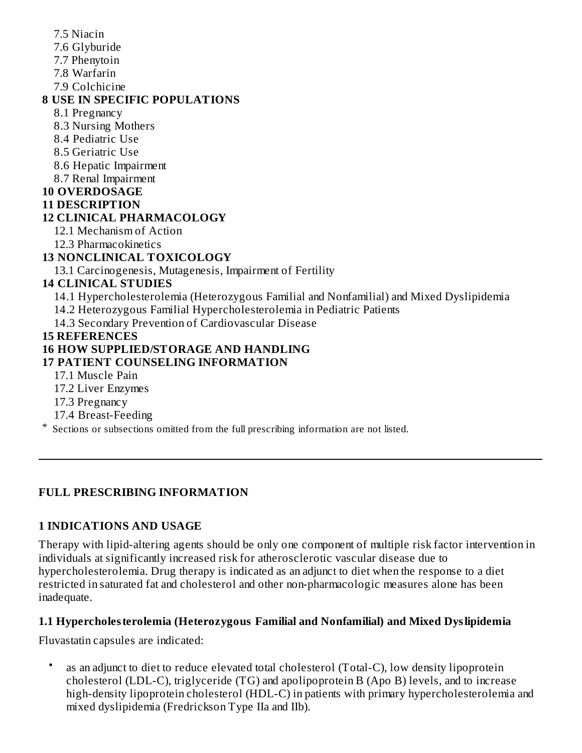- 7.5 Niacin
- 7.6 Glyburide
- 7.7 Phenytoin
- 7.8 Warfarin
- 7.9 Colchicine

**8 USE IN SPECIFIC POPULATIONS**

- 8.1 Pregnancy
- 8.3 Nursing Mothers
- 8.4 Pediatric Use
- 8.5 Geriatric Use
- 8.6 Hepatic Impairment
- 8.7 Renal Impairment

**10 OVERDOSAGE**

**11 DESCRIPTION**

**12 CLINICAL PHARMACOLOGY**

- 12.1 Mechanism of Action
- 12.3 Pharmacokinetics

**13 NONCLINICAL TOXICOLOGY**

- 13.1 Carcinogenesis, Mutagenesis, Impairment of Fertility

**14 CLINICAL STUDIES**

- 14.1 Hypercholesterolemia (Heterozygous Familial and Nonfamilial) and Mixed Dyslipidemia
- 14.2 Heterozygous Familial Hypercholesterolemia in Pediatric Patients
- 14.3 Secondary Prevention of Cardiovascular Disease

**15 REFERENCES**

**16 HOW SUPPLIED/STORAGE AND HANDLING**

**17 PATIENT COUNSELING INFORMATION**

- 17.1 Muscle Pain
- 17.2 Liver Enzymes
- 17.3 Pregnancy
- 17.4 Breast-Feeding

* Sections or subsections omitted from the full prescribing information are not listed.

---

## FULL PRESCRIBING INFORMATION

## 1 INDICATIONS AND USAGE

Therapy with lipid-altering agents should be only one component of multiple risk factor intervention in individuals at significantly increased risk for atherosclerotic vascular disease due to hypercholesterolemia. Drug therapy is indicated as an adjunct to diet when the response to a diet restricted in saturated fat and cholesterol and other non-pharmacologic measures alone has been inadequate.

### 1.1 Hypercholesterolemia (Heterozygous Familial and Nonfamilial) and Mixed Dyslipidemia

Fluvastatin capsules are indicated:

- as an adjunct to diet to reduce elevated total cholesterol (Total-C), low density lipoprotein cholesterol (LDL-C), triglyceride (TG) and apolipoprotein B (Apo B) levels, and to increase high-density lipoprotein cholesterol (HDL-C) in patients with primary hypercholesterolemia and mixed dyslipidemia (Fredrickson Type IIa and IIb).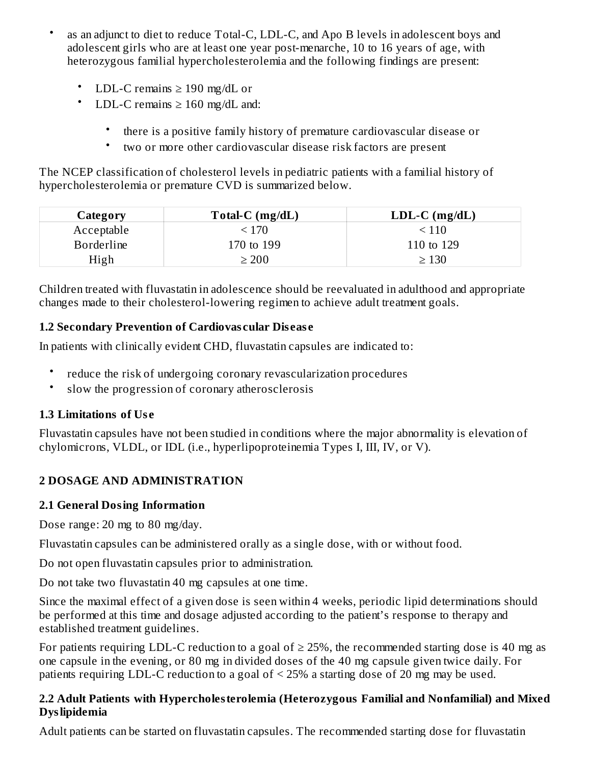- as an adjunct to diet to reduce Total-C, LDL-C, and Apo B levels in adolescent boys and adolescent girls who are at least one year post-menarche, 10 to 16 years of age, with heterozygous familial hypercholesterolemia and the following findings are present:
    - LDL-C remains ≥ 190 mg/dL or
    - LDL-C remains ≥ 160 mg/dL and:
        - there is a positive family history of premature cardiovascular disease or
        - two or more other cardiovascular disease risk factors are present

The NCEP classification of cholesterol levels in pediatric patients with a familial history of hypercholesterolemia or premature CVD is summarized below.

| Category | Total-C (mg/dL) | LDL-C (mg/dL) |
|---|---|---|
| Acceptable | < 170 | < 110 |
| Borderline | 170 to 199 | 110 to 129 |
| High | ≥ 200 | ≥ 130 |

Children treated with fluvastatin in adolescence should be reevaluated in adulthood and appropriate changes made to their cholesterol-lowering regimen to achieve adult treatment goals.

### 1.2 Secondary Prevention of Cardiovascular Disease

In patients with clinically evident CHD, fluvastatin capsules are indicated to:

- reduce the risk of undergoing coronary revascularization procedures
- slow the progression of coronary atherosclerosis

### 1.3 Limitations of Use

Fluvastatin capsules have not been studied in conditions where the major abnormality is elevation of chylomicrons, VLDL, or IDL (i.e., hyperlipoproteinemia Types I, III, IV, or V).

## 2 DOSAGE AND ADMINISTRATION

### 2.1 General Dosing Information

Dose range: 20 mg to 80 mg/day.

Fluvastatin capsules can be administered orally as a single dose, with or without food.

Do not open fluvastatin capsules prior to administration.

Do not take two fluvastatin 40 mg capsules at one time.

Since the maximal effect of a given dose is seen within 4 weeks, periodic lipid determinations should be performed at this time and dosage adjusted according to the patient's response to therapy and established treatment guidelines.

For patients requiring LDL-C reduction to a goal of ≥ 25%, the recommended starting dose is 40 mg as one capsule in the evening, or 80 mg in divided doses of the 40 mg capsule given twice daily. For patients requiring LDL-C reduction to a goal of < 25% a starting dose of 20 mg may be used.

### 2.2 Adult Patients with Hypercholesterolemia (Heterozygous Familial and Nonfamilial) and Mixed Dyslipidemia

Adult patients can be started on fluvastatin capsules. The recommended starting dose for fluvastatin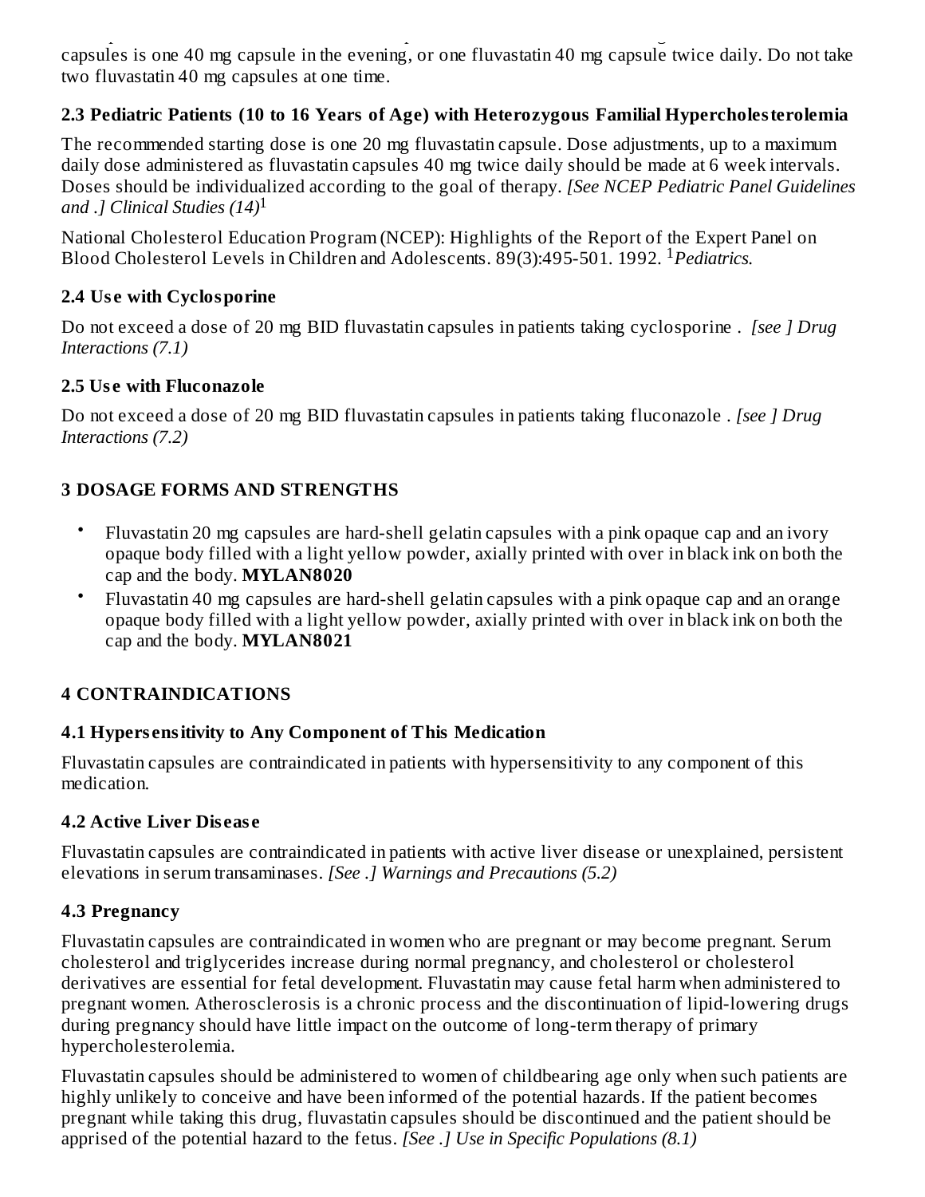capsules is one 40 mg capsule in the evening, or one fluvastatin 40 mg capsule twice daily. Do not take two fluvastatin 40 mg capsules at one time.

### 2.3 Pediatric Patients (10 to 16 Years of Age) with Heterozygous Familial Hypercholesterolemia

The recommended starting dose is one 20 mg fluvastatin capsule. Dose adjustments, up to a maximum daily dose administered as fluvastatin capsules 40 mg twice daily should be made at 6 week intervals. Doses should be individualized according to the goal of therapy. *[See NCEP Pediatric Panel Guidelines and .] Clinical Studies (14)*[1]

National Cholesterol Education Program (NCEP): Highlights of the Report of the Expert Panel on Blood Cholesterol Levels in Children and Adolescents. 89(3):495-501. 1992. [1]*Pediatrics.*

### 2.4 Use with Cyclosporine

Do not exceed a dose of 20 mg BID fluvastatin capsules in patients taking cyclosporine . *[see ] Drug Interactions (7.1)*

### 2.5 Use with Fluconazole

Do not exceed a dose of 20 mg BID fluvastatin capsules in patients taking fluconazole . *[see ] Drug Interactions (7.2)*

## 3 DOSAGE FORMS AND STRENGTHS

- Fluvastatin 20 mg capsules are hard-shell gelatin capsules with a pink opaque cap and an ivory opaque body filled with a light yellow powder, axially printed with over in black ink on both the cap and the body. **MYLAN8020**
- Fluvastatin 40 mg capsules are hard-shell gelatin capsules with a pink opaque cap and an orange opaque body filled with a light yellow powder, axially printed with over in black ink on both the cap and the body. **MYLAN8021**

## 4 CONTRAINDICATIONS

### 4.1 Hypersensitivity to Any Component of This Medication

Fluvastatin capsules are contraindicated in patients with hypersensitivity to any component of this medication.

### 4.2 Active Liver Disease

Fluvastatin capsules are contraindicated in patients with active liver disease or unexplained, persistent elevations in serum transaminases. *[See .] Warnings and Precautions (5.2)*

### 4.3 Pregnancy

Fluvastatin capsules are contraindicated in women who are pregnant or may become pregnant. Serum cholesterol and triglycerides increase during normal pregnancy, and cholesterol or cholesterol derivatives are essential for fetal development. Fluvastatin may cause fetal harm when administered to pregnant women. Atherosclerosis is a chronic process and the discontinuation of lipid-lowering drugs during pregnancy should have little impact on the outcome of long-term therapy of primary hypercholesterolemia.

Fluvastatin capsules should be administered to women of childbearing age only when such patients are highly unlikely to conceive and have been informed of the potential hazards. If the patient becomes pregnant while taking this drug, fluvastatin capsules should be discontinued and the patient should be apprised of the potential hazard to the fetus. *[See .] Use in Specific Populations (8.1)*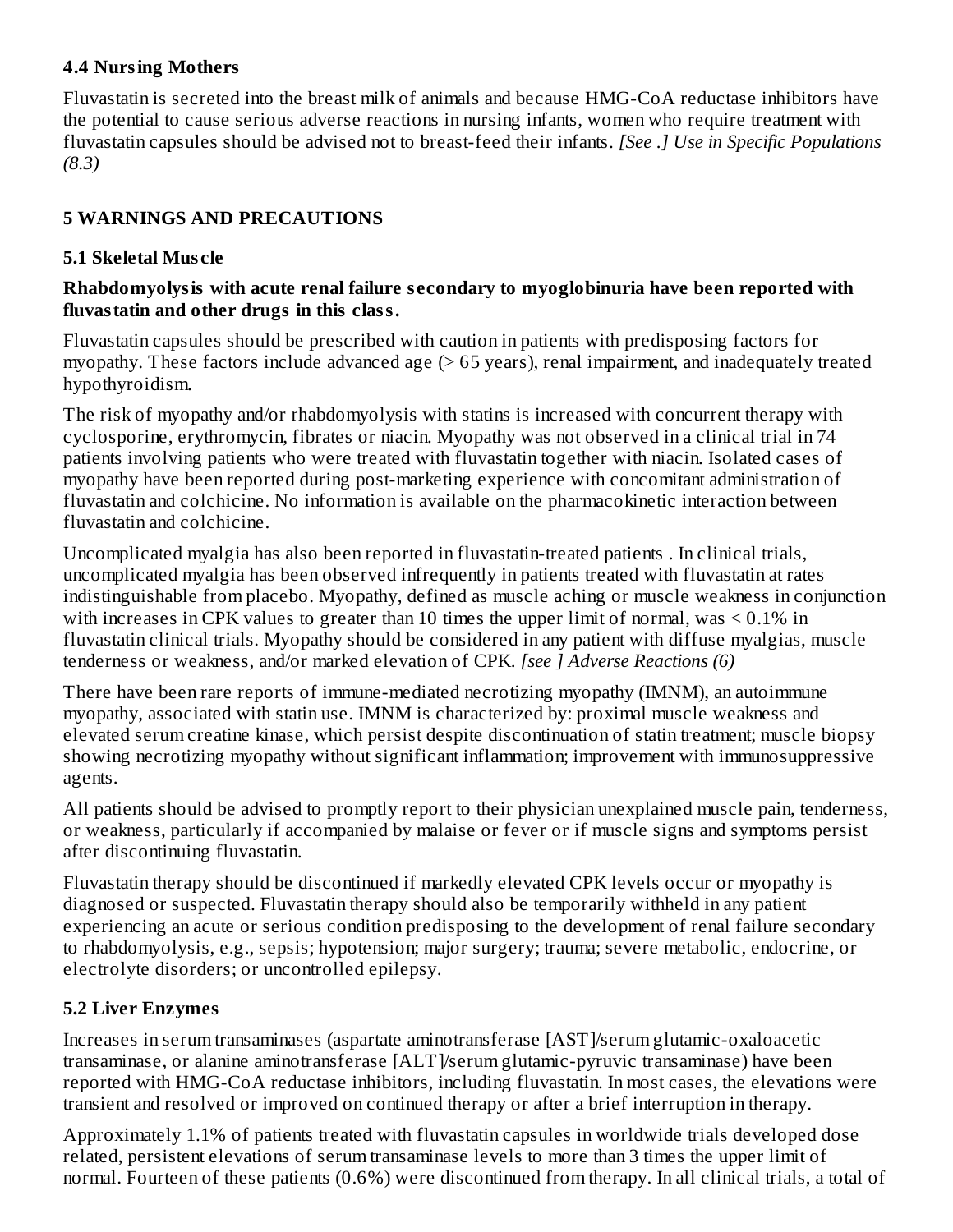### 4.4 Nursing Mothers

Fluvastatin is secreted into the breast milk of animals and because HMG-CoA reductase inhibitors have the potential to cause serious adverse reactions in nursing infants, women who require treatment with fluvastatin capsules should be advised not to breast-feed their infants. *[See .] Use in Specific Populations (8.3)*

## 5 WARNINGS AND PRECAUTIONS

### 5.1 Skeletal Muscle

**Rhabdomyolysis with acute renal failure secondary to myoglobinuria have been reported with fluvastatin and other drugs in this class.**

Fluvastatin capsules should be prescribed with caution in patients with predisposing factors for myopathy. These factors include advanced age (> 65 years), renal impairment, and inadequately treated hypothyroidism.

The risk of myopathy and/or rhabdomyolysis with statins is increased with concurrent therapy with cyclosporine, erythromycin, fibrates or niacin. Myopathy was not observed in a clinical trial in 74 patients involving patients who were treated with fluvastatin together with niacin. Isolated cases of myopathy have been reported during post-marketing experience with concomitant administration of fluvastatin and colchicine. No information is available on the pharmacokinetic interaction between fluvastatin and colchicine.

Uncomplicated myalgia has also been reported in fluvastatin-treated patients . In clinical trials, uncomplicated myalgia has been observed infrequently in patients treated with fluvastatin at rates indistinguishable from placebo. Myopathy, defined as muscle aching or muscle weakness in conjunction with increases in CPK values to greater than 10 times the upper limit of normal, was < 0.1% in fluvastatin clinical trials. Myopathy should be considered in any patient with diffuse myalgias, muscle tenderness or weakness, and/or marked elevation of CPK. *[see ] Adverse Reactions (6)*

There have been rare reports of immune-mediated necrotizing myopathy (IMNM), an autoimmune myopathy, associated with statin use. IMNM is characterized by: proximal muscle weakness and elevated serum creatine kinase, which persist despite discontinuation of statin treatment; muscle biopsy showing necrotizing myopathy without significant inflammation; improvement with immunosuppressive agents.

All patients should be advised to promptly report to their physician unexplained muscle pain, tenderness, or weakness, particularly if accompanied by malaise or fever or if muscle signs and symptoms persist after discontinuing fluvastatin.

Fluvastatin therapy should be discontinued if markedly elevated CPK levels occur or myopathy is diagnosed or suspected. Fluvastatin therapy should also be temporarily withheld in any patient experiencing an acute or serious condition predisposing to the development of renal failure secondary to rhabdomyolysis, e.g., sepsis; hypotension; major surgery; trauma; severe metabolic, endocrine, or electrolyte disorders; or uncontrolled epilepsy.

### 5.2 Liver Enzymes

Increases in serum transaminases (aspartate aminotransferase [AST]/serum glutamic-oxaloacetic transaminase, or alanine aminotransferase [ALT]/serum glutamic-pyruvic transaminase) have been reported with HMG-CoA reductase inhibitors, including fluvastatin. In most cases, the elevations were transient and resolved or improved on continued therapy or after a brief interruption in therapy.

Approximately 1.1% of patients treated with fluvastatin capsules in worldwide trials developed dose related, persistent elevations of serum transaminase levels to more than 3 times the upper limit of normal. Fourteen of these patients (0.6%) were discontinued from therapy. In all clinical trials, a total of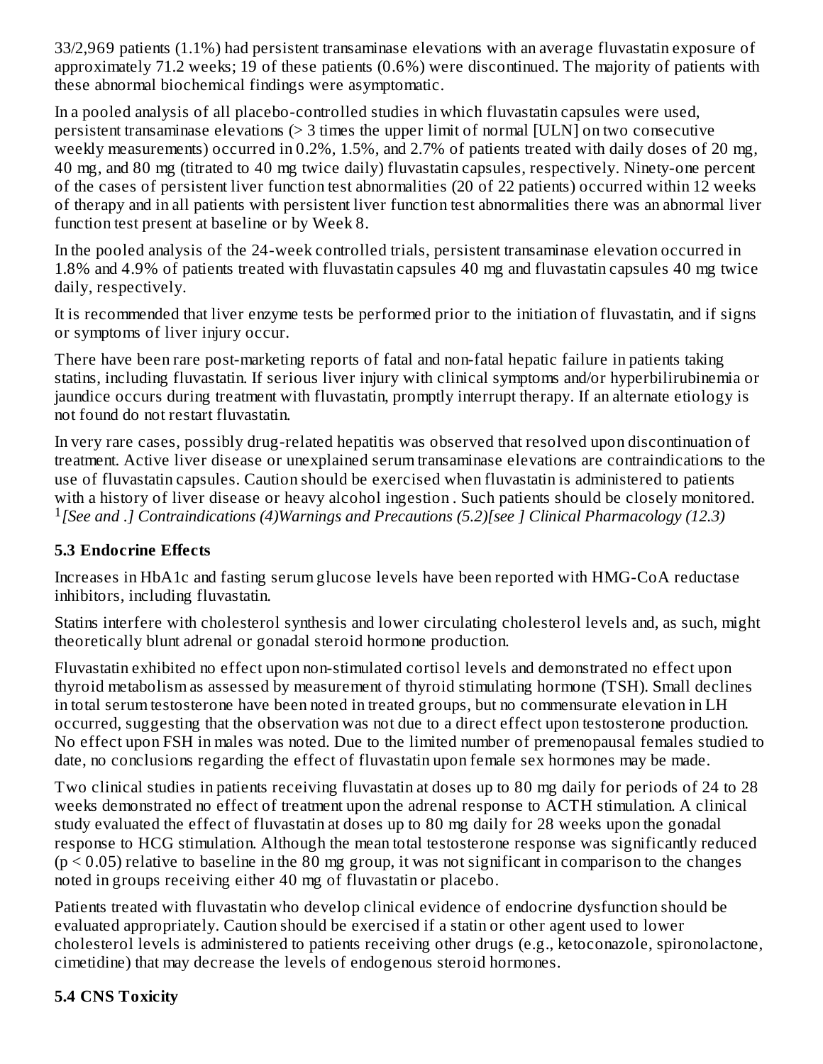33/2,969 patients (1.1%) had persistent transaminase elevations with an average fluvastatin exposure of approximately 71.2 weeks; 19 of these patients (0.6%) were discontinued. The majority of patients with these abnormal biochemical findings were asymptomatic.

In a pooled analysis of all placebo-controlled studies in which fluvastatin capsules were used, persistent transaminase elevations (> 3 times the upper limit of normal [ULN] on two consecutive weekly measurements) occurred in 0.2%, 1.5%, and 2.7% of patients treated with daily doses of 20 mg, 40 mg, and 80 mg (titrated to 40 mg twice daily) fluvastatin capsules, respectively. Ninety-one percent of the cases of persistent liver function test abnormalities (20 of 22 patients) occurred within 12 weeks of therapy and in all patients with persistent liver function test abnormalities there was an abnormal liver function test present at baseline or by Week 8.

In the pooled analysis of the 24-week controlled trials, persistent transaminase elevation occurred in 1.8% and 4.9% of patients treated with fluvastatin capsules 40 mg and fluvastatin capsules 40 mg twice daily, respectively.

It is recommended that liver enzyme tests be performed prior to the initiation of fluvastatin, and if signs or symptoms of liver injury occur.

There have been rare post-marketing reports of fatal and non-fatal hepatic failure in patients taking statins, including fluvastatin. If serious liver injury with clinical symptoms and/or hyperbilirubinemia or jaundice occurs during treatment with fluvastatin, promptly interrupt therapy. If an alternate etiology is not found do not restart fluvastatin.

In very rare cases, possibly drug-related hepatitis was observed that resolved upon discontinuation of treatment. Active liver disease or unexplained serum transaminase elevations are contraindications to the use of fluvastatin capsules. Caution should be exercised when fluvastatin is administered to patients with a history of liver disease or heavy alcohol ingestion . Such patients should be closely monitored. [1]*[See and .] Contraindications (4)Warnings and Precautions (5.2)[see ] Clinical Pharmacology (12.3)*

**5.3 Endocrine Effects**

Increases in HbA1c and fasting serum glucose levels have been reported with HMG-CoA reductase inhibitors, including fluvastatin.

Statins interfere with cholesterol synthesis and lower circulating cholesterol levels and, as such, might theoretically blunt adrenal or gonadal steroid hormone production.

Fluvastatin exhibited no effect upon non-stimulated cortisol levels and demonstrated no effect upon thyroid metabolism as assessed by measurement of thyroid stimulating hormone (TSH). Small declines in total serum testosterone have been noted in treated groups, but no commensurate elevation in LH occurred, suggesting that the observation was not due to a direct effect upon testosterone production. No effect upon FSH in males was noted. Due to the limited number of premenopausal females studied to date, no conclusions regarding the effect of fluvastatin upon female sex hormones may be made.

Two clinical studies in patients receiving fluvastatin at doses up to 80 mg daily for periods of 24 to 28 weeks demonstrated no effect of treatment upon the adrenal response to ACTH stimulation. A clinical study evaluated the effect of fluvastatin at doses up to 80 mg daily for 28 weeks upon the gonadal response to HCG stimulation. Although the mean total testosterone response was significantly reduced ($p < 0.05$) relative to baseline in the 80 mg group, it was not significant in comparison to the changes noted in groups receiving either 40 mg of fluvastatin or placebo.

Patients treated with fluvastatin who develop clinical evidence of endocrine dysfunction should be evaluated appropriately. Caution should be exercised if a statin or other agent used to lower cholesterol levels is administered to patients receiving other drugs (e.g., ketoconazole, spironolactone, cimetidine) that may decrease the levels of endogenous steroid hormones.

**5.4 CNS Toxicity**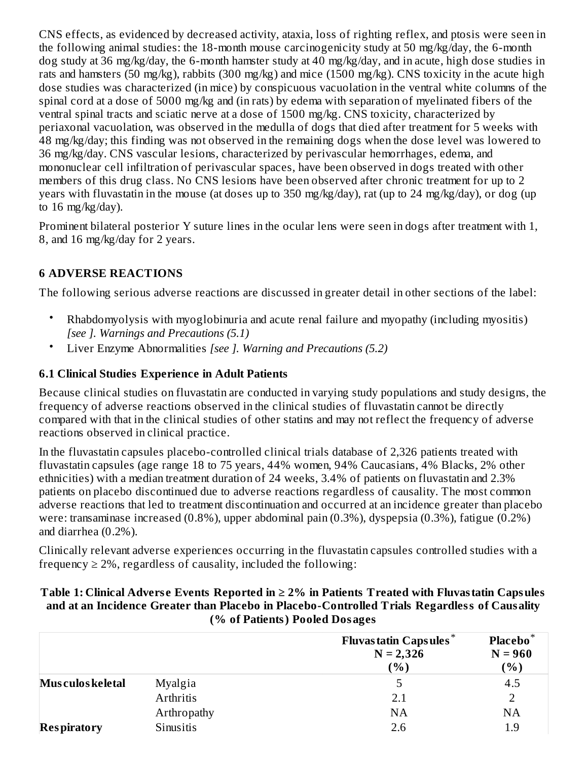CNS effects, as evidenced by decreased activity, ataxia, loss of righting reflex, and ptosis were seen in the following animal studies: the 18-month mouse carcinogenicity study at 50 mg/kg/day, the 6-month dog study at 36 mg/kg/day, the 6-month hamster study at 40 mg/kg/day, and in acute, high dose studies in rats and hamsters (50 mg/kg), rabbits (300 mg/kg) and mice (1500 mg/kg). CNS toxicity in the acute high dose studies was characterized (in mice) by conspicuous vacuolation in the ventral white columns of the spinal cord at a dose of 5000 mg/kg and (in rats) by edema with separation of myelinated fibers of the ventral spinal tracts and sciatic nerve at a dose of 1500 mg/kg. CNS toxicity, characterized by periaxonal vacuolation, was observed in the medulla of dogs that died after treatment for 5 weeks with 48 mg/kg/day; this finding was not observed in the remaining dogs when the dose level was lowered to 36 mg/kg/day. CNS vascular lesions, characterized by perivascular hemorrhages, edema, and mononuclear cell infiltration of perivascular spaces, have been observed in dogs treated with other members of this drug class. No CNS lesions have been observed after chronic treatment for up to 2 years with fluvastatin in the mouse (at doses up to 350 mg/kg/day), rat (up to 24 mg/kg/day), or dog (up to 16 mg/kg/day).

Prominent bilateral posterior Y suture lines in the ocular lens were seen in dogs after treatment with 1, 8, and 16 mg/kg/day for 2 years.

## 6 ADVERSE REACTIONS

The following serious adverse reactions are discussed in greater detail in other sections of the label:

- Rhabdomyolysis with myoglobinuria and acute renal failure and myopathy (including myositis) *[see ]. Warnings and Precautions (5.1)*
- Liver Enzyme Abnormalities *[see ]. Warning and Precautions (5.2)*

### 6.1 Clinical Studies Experience in Adult Patients

Because clinical studies on fluvastatin are conducted in varying study populations and study designs, the frequency of adverse reactions observed in the clinical studies of fluvastatin cannot be directly compared with that in the clinical studies of other statins and may not reflect the frequency of adverse reactions observed in clinical practice.

In the fluvastatin capsules placebo-controlled clinical trials database of 2,326 patients treated with fluvastatin capsules (age range 18 to 75 years, 44% women, 94% Caucasians, 4% Blacks, 2% other ethnicities) with a median treatment duration of 24 weeks, 3.4% of patients on fluvastatin and 2.3% patients on placebo discontinued due to adverse reactions regardless of causality. The most common adverse reactions that led to treatment discontinuation and occurred at an incidence greater than placebo were: transaminase increased (0.8%), upper abdominal pain (0.3%), dyspepsia (0.3%), fatigue (0.2%) and diarrhea (0.2%).

Clinically relevant adverse experiences occurring in the fluvastatin capsules controlled studies with a frequency ≥ 2%, regardless of causality, included the following:

**Table 1: Clinical Adverse Events Reported in ≥ 2% in Patients Treated with Fluvastatin Capsules and at an Incidence Greater than Placebo in Placebo-Controlled Trials Regardless of Causality (% of Patients) Pooled Dosages**

| | | Fluvastatin Capsules* N = 2,326 (%) | Placebo* N = 960 (%) |
|---|---|---|---|
| **Musculoskeletal** | Myalgia | 5 | 4.5 |
| | Arthritis | 2.1 | 2 |
| | Arthropathy | NA | NA |
| **Respiratory** | Sinusitis | 2.6 | 1.9 |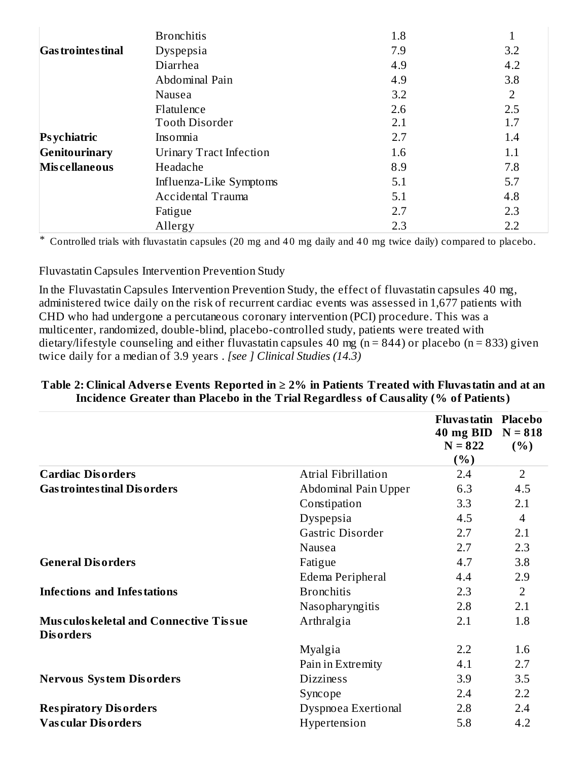|  |  |  |  |
|---|---|---|---|
|  | Bronchitis | 1.8 | 1 |
| **Gastrointestinal** | Dyspepsia | 7.9 | 3.2 |
|  | Diarrhea | 4.9 | 4.2 |
|  | Abdominal Pain | 4.9 | 3.8 |
|  | Nausea | 3.2 | 2 |
|  | Flatulence | 2.6 | 2.5 |
|  | Tooth Disorder | 2.1 | 1.7 |
| **Psychiatric** | Insomnia | 2.7 | 1.4 |
| **Genitourinary** | Urinary Tract Infection | 1.6 | 1.1 |
| **Miscellaneous** | Headache | 8.9 | 7.8 |
|  | Influenza-Like Symptoms | 5.1 | 5.7 |
|  | Accidental Trauma | 5.1 | 4.8 |
|  | Fatigue | 2.7 | 2.3 |
|  | Allergy | 2.3 | 2.2 |

* Controlled trials with fluvastatin capsules (20 mg and 40 mg daily and 40 mg twice daily) compared to placebo.

Fluvastatin Capsules Intervention Prevention Study

In the Fluvastatin Capsules Intervention Prevention Study, the effect of fluvastatin capsules 40 mg, administered twice daily on the risk of recurrent cardiac events was assessed in 1,677 patients with CHD who had undergone a percutaneous coronary intervention (PCI) procedure. This was a multicenter, randomized, double-blind, placebo-controlled study, patients were treated with dietary/lifestyle counseling and either fluvastatin capsules 40 mg (n = 844) or placebo (n = 833) given twice daily for a median of 3.9 years . *[see ] Clinical Studies (14.3)*

**Table 2: Clinical Adverse Events Reported in ≥ 2% in Patients Treated with Fluvastatin and at an Incidence Greater than Placebo in the Trial Regardless of Causality (% of Patients)**

|  |  | Fluvastatin 40 mg BID N = 822 (%) | Placebo N = 818 (%) |
|---|---|---|---|
| **Cardiac Disorders** | Atrial Fibrillation | 2.4 | 2 |
| **Gastrointestinal Disorders** | Abdominal Pain Upper | 6.3 | 4.5 |
|  | Constipation | 3.3 | 2.1 |
|  | Dyspepsia | 4.5 | 4 |
|  | Gastric Disorder | 2.7 | 2.1 |
|  | Nausea | 2.7 | 2.3 |
| **General Disorders** | Fatigue | 4.7 | 3.8 |
|  | Edema Peripheral | 4.4 | 2.9 |
| **Infections and Infestations** | Bronchitis | 2.3 | 2 |
|  | Nasopharyngitis | 2.8 | 2.1 |
| **Musculoskeletal and Connective Tissue Disorders** | Arthralgia | 2.1 | 1.8 |
|  | Myalgia | 2.2 | 1.6 |
|  | Pain in Extremity | 4.1 | 2.7 |
| **Nervous System Disorders** | Dizziness | 3.9 | 3.5 |
|  | Syncope | 2.4 | 2.2 |
| **Respiratory Disorders** | Dyspnoea Exertional | 2.8 | 2.4 |
| **Vascular Disorders** | Hypertension | 5.8 | 4.2 |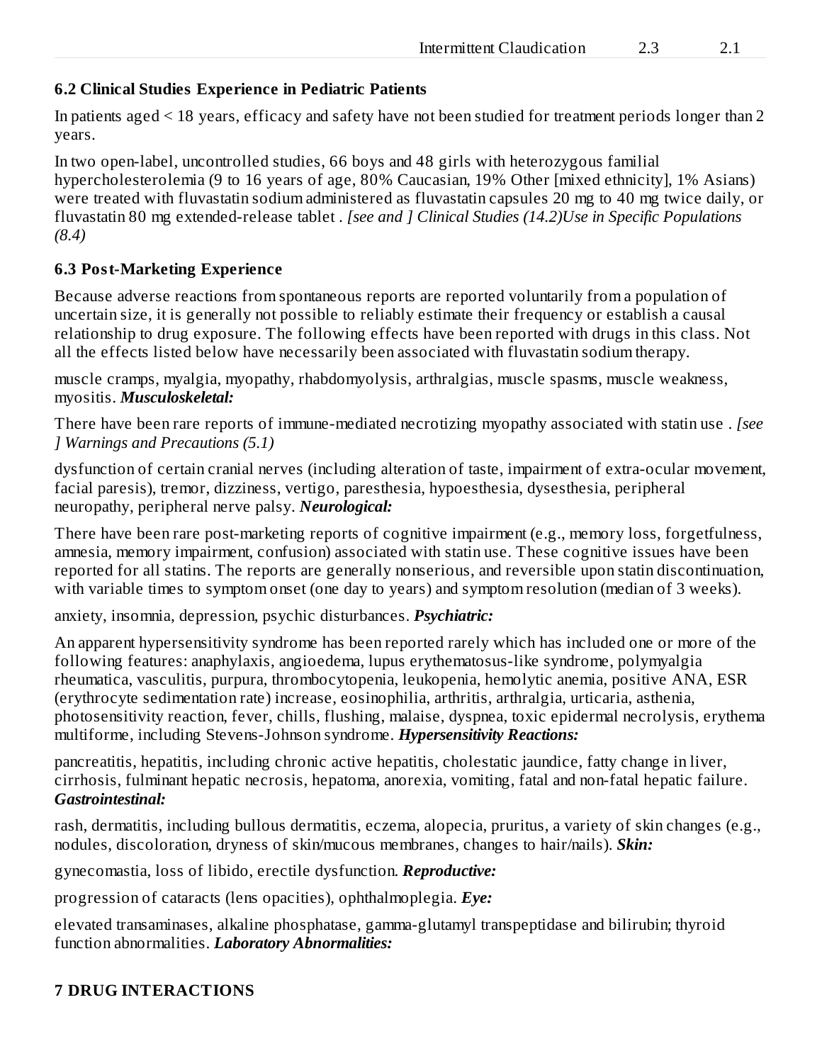| Intermittent Claudication | 2.3 | 2.1 |
|---|---|---|

### 6.2 Clinical Studies Experience in Pediatric Patients

In patients aged < 18 years, efficacy and safety have not been studied for treatment periods longer than 2 years.

In two open-label, uncontrolled studies, 66 boys and 48 girls with heterozygous familial hypercholesterolemia (9 to 16 years of age, 80% Caucasian, 19% Other [mixed ethnicity], 1% Asians) were treated with fluvastatin sodium administered as fluvastatin capsules 20 mg to 40 mg twice daily, or fluvastatin 80 mg extended-release tablet . *[see and ] Clinical Studies (14.2)Use in Specific Populations (8.4)*

### 6.3 Post-Marketing Experience

Because adverse reactions from spontaneous reports are reported voluntarily from a population of uncertain size, it is generally not possible to reliably estimate their frequency or establish a causal relationship to drug exposure. The following effects have been reported with drugs in this class. Not all the effects listed below have necessarily been associated with fluvastatin sodium therapy.

muscle cramps, myalgia, myopathy, rhabdomyolysis, arthralgias, muscle spasms, muscle weakness, myositis. ***Musculoskeletal:***

There have been rare reports of immune-mediated necrotizing myopathy associated with statin use . *[see ] Warnings and Precautions (5.1)*

dysfunction of certain cranial nerves (including alteration of taste, impairment of extra-ocular movement, facial paresis), tremor, dizziness, vertigo, paresthesia, hypoesthesia, dysesthesia, peripheral neuropathy, peripheral nerve palsy. ***Neurological:***

There have been rare post-marketing reports of cognitive impairment (e.g., memory loss, forgetfulness, amnesia, memory impairment, confusion) associated with statin use. These cognitive issues have been reported for all statins. The reports are generally nonserious, and reversible upon statin discontinuation, with variable times to symptom onset (one day to years) and symptom resolution (median of 3 weeks).

anxiety, insomnia, depression, psychic disturbances. ***Psychiatric:***

An apparent hypersensitivity syndrome has been reported rarely which has included one or more of the following features: anaphylaxis, angioedema, lupus erythematosus-like syndrome, polymyalgia rheumatica, vasculitis, purpura, thrombocytopenia, leukopenia, hemolytic anemia, positive ANA, ESR (erythrocyte sedimentation rate) increase, eosinophilia, arthritis, arthralgia, urticaria, asthenia, photosensitivity reaction, fever, chills, flushing, malaise, dyspnea, toxic epidermal necrolysis, erythema multiforme, including Stevens-Johnson syndrome. ***Hypersensitivity Reactions:***

pancreatitis, hepatitis, including chronic active hepatitis, cholestatic jaundice, fatty change in liver, cirrhosis, fulminant hepatic necrosis, hepatoma, anorexia, vomiting, fatal and non-fatal hepatic failure. ***Gastrointestinal:***

rash, dermatitis, including bullous dermatitis, eczema, alopecia, pruritus, a variety of skin changes (e.g., nodules, discoloration, dryness of skin/mucous membranes, changes to hair/nails). ***Skin:***

gynecomastia, loss of libido, erectile dysfunction. ***Reproductive:***

progression of cataracts (lens opacities), ophthalmoplegia. ***Eye:***

elevated transaminases, alkaline phosphatase, gamma-glutamyl transpeptidase and bilirubin; thyroid function abnormalities. ***Laboratory Abnormalities:***

## 7 DRUG INTERACTIONS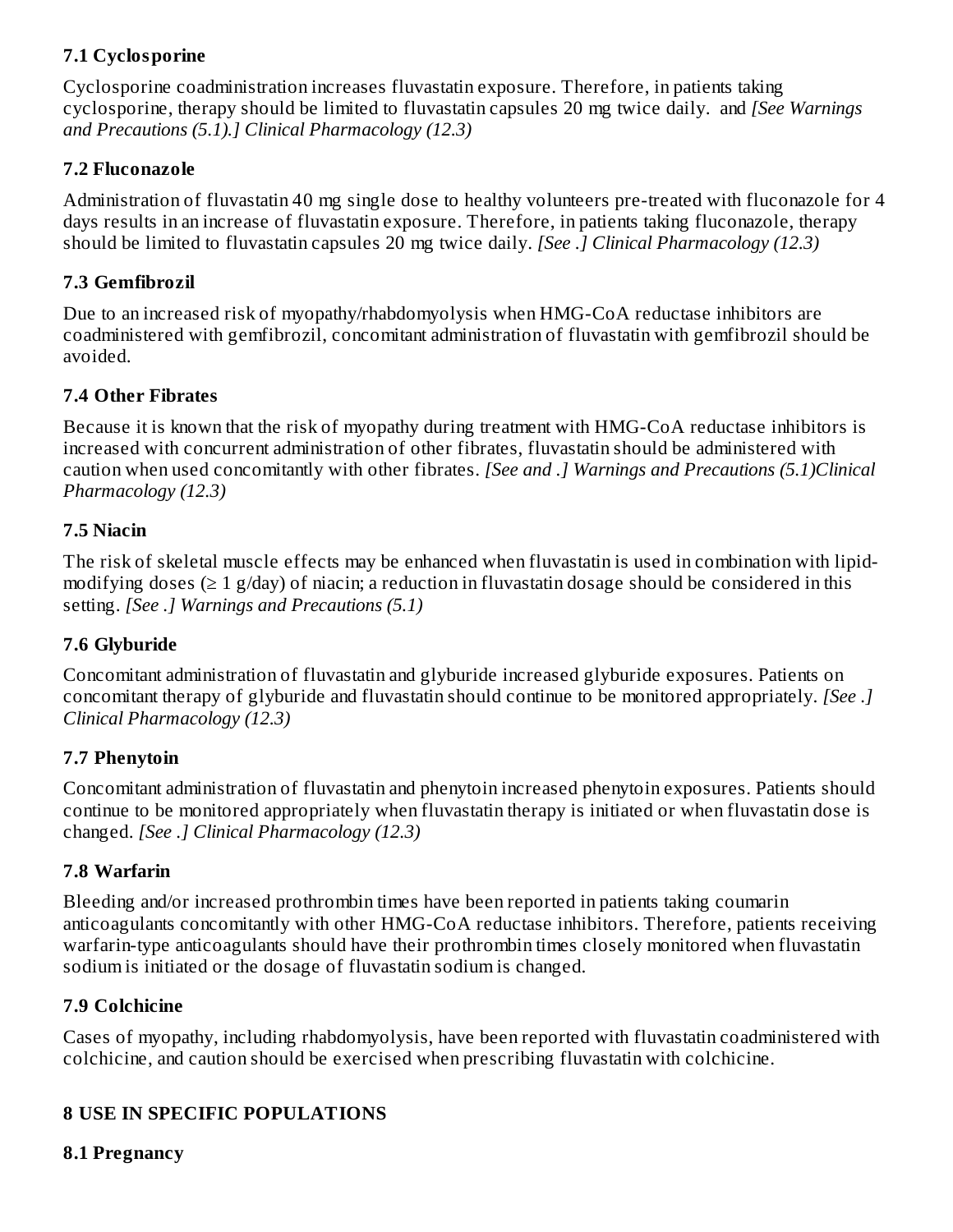### 7.1 Cyclosporine

Cyclosporine coadministration increases fluvastatin exposure. Therefore, in patients taking cyclosporine, therapy should be limited to fluvastatin capsules 20 mg twice daily. and *[See Warnings and Precautions (5.1).] Clinical Pharmacology (12.3)*

### 7.2 Fluconazole

Administration of fluvastatin 40 mg single dose to healthy volunteers pre-treated with fluconazole for 4 days results in an increase of fluvastatin exposure. Therefore, in patients taking fluconazole, therapy should be limited to fluvastatin capsules 20 mg twice daily. *[See .] Clinical Pharmacology (12.3)*

### 7.3 Gemfibrozil

Due to an increased risk of myopathy/rhabdomyolysis when HMG-CoA reductase inhibitors are coadministered with gemfibrozil, concomitant administration of fluvastatin with gemfibrozil should be avoided.

### 7.4 Other Fibrates

Because it is known that the risk of myopathy during treatment with HMG-CoA reductase inhibitors is increased with concurrent administration of other fibrates, fluvastatin should be administered with caution when used concomitantly with other fibrates. *[See and .] Warnings and Precautions (5.1)Clinical Pharmacology (12.3)*

### 7.5 Niacin

The risk of skeletal muscle effects may be enhanced when fluvastatin is used in combination with lipid-modifying doses (≥ 1 g/day) of niacin; a reduction in fluvastatin dosage should be considered in this setting. *[See .] Warnings and Precautions (5.1)*

### 7.6 Glyburide

Concomitant administration of fluvastatin and glyburide increased glyburide exposures. Patients on concomitant therapy of glyburide and fluvastatin should continue to be monitored appropriately. *[See .] Clinical Pharmacology (12.3)*

### 7.7 Phenytoin

Concomitant administration of fluvastatin and phenytoin increased phenytoin exposures. Patients should continue to be monitored appropriately when fluvastatin therapy is initiated or when fluvastatin dose is changed. *[See .] Clinical Pharmacology (12.3)*

### 7.8 Warfarin

Bleeding and/or increased prothrombin times have been reported in patients taking coumarin anticoagulants concomitantly with other HMG-CoA reductase inhibitors. Therefore, patients receiving warfarin-type anticoagulants should have their prothrombin times closely monitored when fluvastatin sodium is initiated or the dosage of fluvastatin sodium is changed.

### 7.9 Colchicine

Cases of myopathy, including rhabdomyolysis, have been reported with fluvastatin coadministered with colchicine, and caution should be exercised when prescribing fluvastatin with colchicine.

## 8 USE IN SPECIFIC POPULATIONS

### 8.1 Pregnancy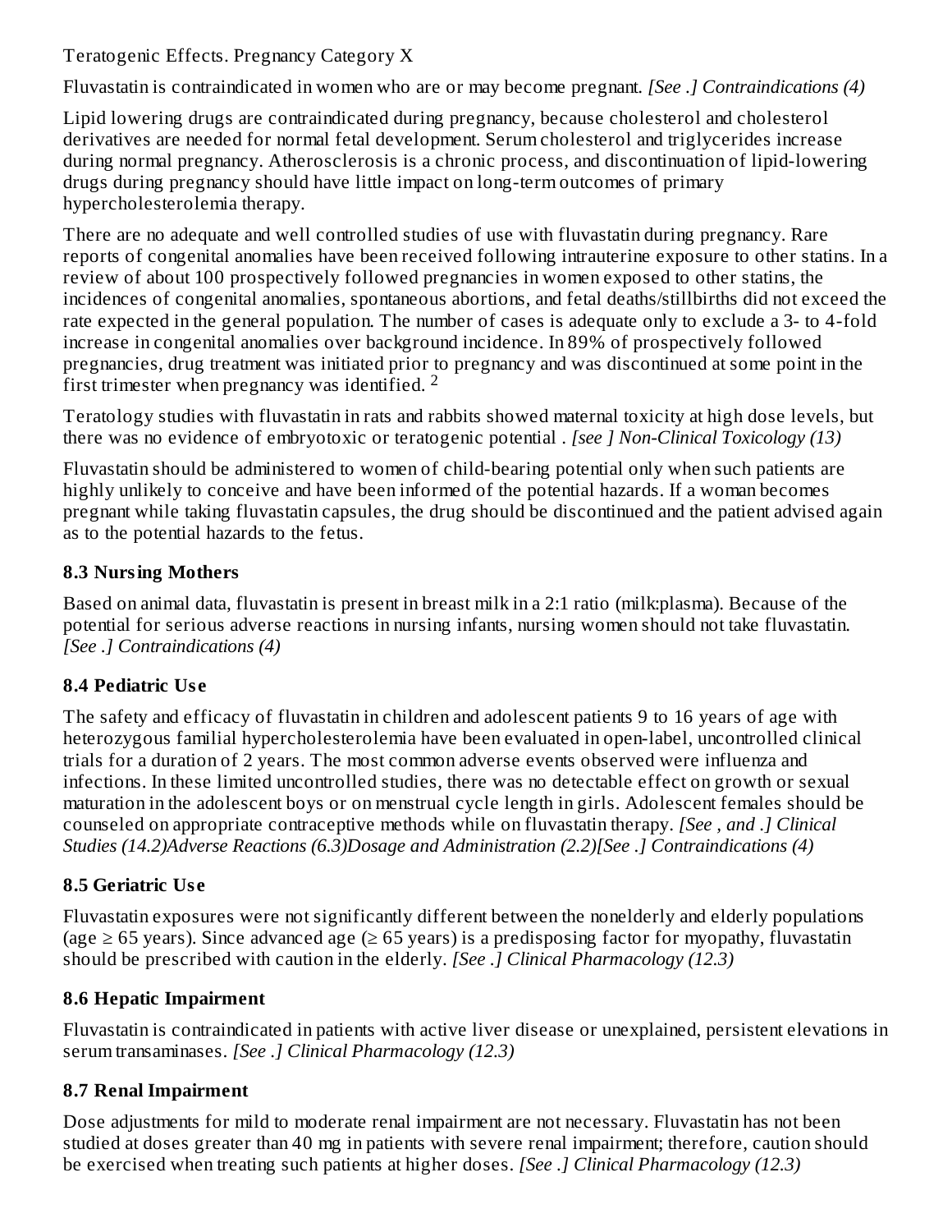Teratogenic Effects. Pregnancy Category X

Fluvastatin is contraindicated in women who are or may become pregnant. *[See .] Contraindications (4)*

Lipid lowering drugs are contraindicated during pregnancy, because cholesterol and cholesterol derivatives are needed for normal fetal development. Serum cholesterol and triglycerides increase during normal pregnancy. Atherosclerosis is a chronic process, and discontinuation of lipid-lowering drugs during pregnancy should have little impact on long-term outcomes of primary hypercholesterolemia therapy.

There are no adequate and well controlled studies of use with fluvastatin during pregnancy. Rare reports of congenital anomalies have been received following intrauterine exposure to other statins. In a review of about 100 prospectively followed pregnancies in women exposed to other statins, the incidences of congenital anomalies, spontaneous abortions, and fetal deaths/stillbirths did not exceed the rate expected in the general population. The number of cases is adequate only to exclude a 3- to 4-fold increase in congenital anomalies over background incidence. In 89% of prospectively followed pregnancies, drug treatment was initiated prior to pregnancy and was discontinued at some point in the first trimester when pregnancy was identified. [2]

Teratology studies with fluvastatin in rats and rabbits showed maternal toxicity at high dose levels, but there was no evidence of embryotoxic or teratogenic potential . *[see ] Non-Clinical Toxicology (13)*

Fluvastatin should be administered to women of child-bearing potential only when such patients are highly unlikely to conceive and have been informed of the potential hazards. If a woman becomes pregnant while taking fluvastatin capsules, the drug should be discontinued and the patient advised again as to the potential hazards to the fetus.

### 8.3 Nursing Mothers

Based on animal data, fluvastatin is present in breast milk in a 2:1 ratio (milk:plasma). Because of the potential for serious adverse reactions in nursing infants, nursing women should not take fluvastatin. *[See .] Contraindications (4)*

### 8.4 Pediatric Use

The safety and efficacy of fluvastatin in children and adolescent patients 9 to 16 years of age with heterozygous familial hypercholesterolemia have been evaluated in open-label, uncontrolled clinical trials for a duration of 2 years. The most common adverse events observed were influenza and infections. In these limited uncontrolled studies, there was no detectable effect on growth or sexual maturation in the adolescent boys or on menstrual cycle length in girls. Adolescent females should be counseled on appropriate contraceptive methods while on fluvastatin therapy. *[See , and .] Clinical Studies (14.2)Adverse Reactions (6.3)Dosage and Administration (2.2)[See .] Contraindications (4)*

### 8.5 Geriatric Use

Fluvastatin exposures were not significantly different between the nonelderly and elderly populations (age ≥ 65 years). Since advanced age (≥ 65 years) is a predisposing factor for myopathy, fluvastatin should be prescribed with caution in the elderly. *[See .] Clinical Pharmacology (12.3)*

### 8.6 Hepatic Impairment

Fluvastatin is contraindicated in patients with active liver disease or unexplained, persistent elevations in serum transaminases. *[See .] Clinical Pharmacology (12.3)*

### 8.7 Renal Impairment

Dose adjustments for mild to moderate renal impairment are not necessary. Fluvastatin has not been studied at doses greater than 40 mg in patients with severe renal impairment; therefore, caution should be exercised when treating such patients at higher doses. *[See .] Clinical Pharmacology (12.3)*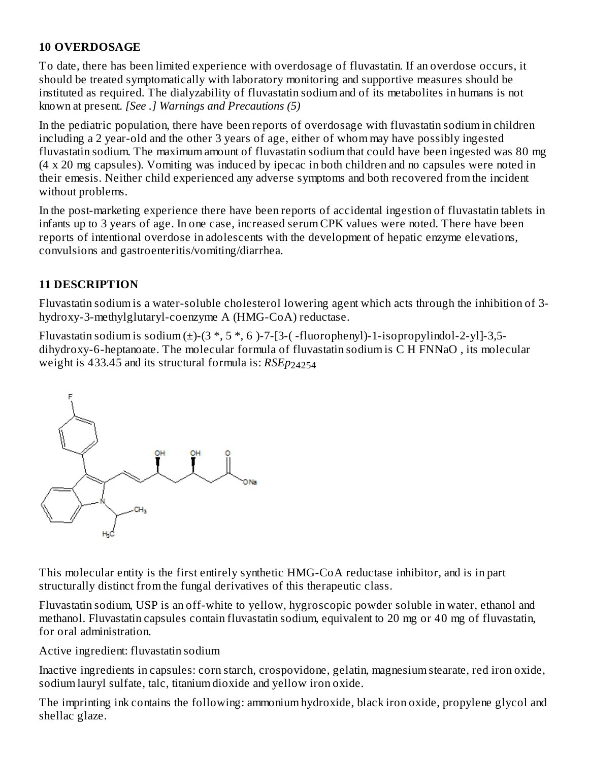## 10 OVERDOSAGE

To date, there has been limited experience with overdosage of fluvastatin. If an overdose occurs, it should be treated symptomatically with laboratory monitoring and supportive measures should be instituted as required. The dialyzability of fluvastatin sodium and of its metabolites in humans is not known at present. *[See .] Warnings and Precautions (5)*

In the pediatric population, there have been reports of overdosage with fluvastatin sodium in children including a 2 year-old and the other 3 years of age, either of whom may have possibly ingested fluvastatin sodium. The maximum amount of fluvastatin sodium that could have been ingested was 80 mg (4 x 20 mg capsules). Vomiting was induced by ipecac in both children and no capsules were noted in their emesis. Neither child experienced any adverse symptoms and both recovered from the incident without problems.

In the post-marketing experience there have been reports of accidental ingestion of fluvastatin tablets in infants up to 3 years of age. In one case, increased serum CPK values were noted. There have been reports of intentional overdose in adolescents with the development of hepatic enzyme elevations, convulsions and gastroenteritis/vomiting/diarrhea.

## 11 DESCRIPTION

Fluvastatin sodium is a water-soluble cholesterol lowering agent which acts through the inhibition of 3-hydroxy-3-methylglutaryl-coenzyme A (HMG-CoA) reductase.

Fluvastatin sodium is sodium (±)-(3 *, 5 *, 6 )-7-[3-( -fluorophenyl)-1-isopropylindol-2-yl]-3,5-dihydroxy-6-heptanoate. The molecular formula of fluvastatin sodium is C H FNNaO , its molecular weight is 433.45 and its structural formula is: *RSEp*$_{24254}$

This molecular entity is the first entirely synthetic HMG-CoA reductase inhibitor, and is in part structurally distinct from the fungal derivatives of this therapeutic class.

Fluvastatin sodium, USP is an off-white to yellow, hygroscopic powder soluble in water, ethanol and methanol. Fluvastatin capsules contain fluvastatin sodium, equivalent to 20 mg or 40 mg of fluvastatin, for oral administration.

Active ingredient: fluvastatin sodium

Inactive ingredients in capsules: corn starch, crospovidone, gelatin, magnesium stearate, red iron oxide, sodium lauryl sulfate, talc, titanium dioxide and yellow iron oxide.

The imprinting ink contains the following: ammonium hydroxide, black iron oxide, propylene glycol and shellac glaze.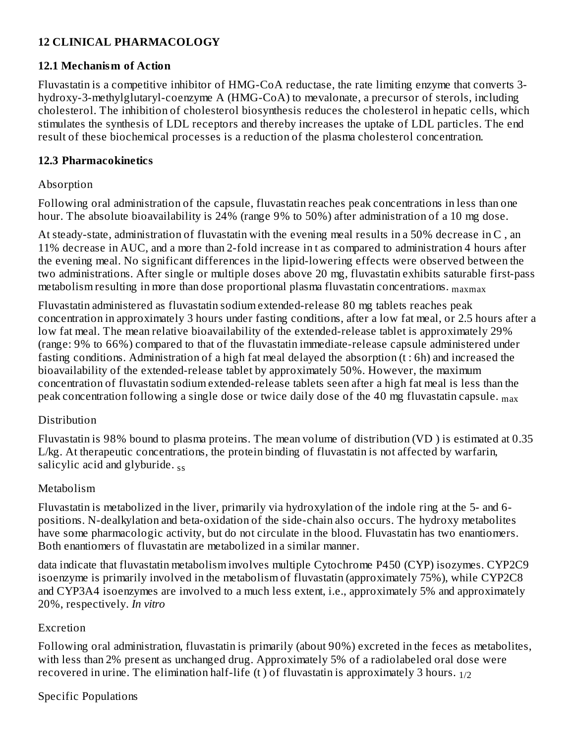## 12 CLINICAL PHARMACOLOGY

### 12.1 Mechanism of Action

Fluvastatin is a competitive inhibitor of HMG-CoA reductase, the rate limiting enzyme that converts 3-hydroxy-3-methylglutaryl-coenzyme A (HMG-CoA) to mevalonate, a precursor of sterols, including cholesterol. The inhibition of cholesterol biosynthesis reduces the cholesterol in hepatic cells, which stimulates the synthesis of LDL receptors and thereby increases the uptake of LDL particles. The end result of these biochemical processes is a reduction of the plasma cholesterol concentration.

### 12.3 Pharmacokinetics

Absorption

Following oral administration of the capsule, fluvastatin reaches peak concentrations in less than one hour. The absolute bioavailability is 24% (range 9% to 50%) after administration of a 10 mg dose.

At steady-state, administration of fluvastatin with the evening meal results in a 50% decrease in $C_{max}$, an 11% decrease in AUC, and a more than 2-fold increase in $t_{max}$ as compared to administration 4 hours after the evening meal. No significant differences in the lipid-lowering effects were observed between the two administrations. After single or multiple doses above 20 mg, fluvastatin exhibits saturable first-pass metabolism resulting in more than dose proportional plasma fluvastatin concentrations.

Fluvastatin administered as fluvastatin sodium extended-release 80 mg tablets reaches peak concentration in approximately 3 hours under fasting conditions, after a low fat meal, or 2.5 hours after a low fat meal. The mean relative bioavailability of the extended-release tablet is approximately 29% (range: 9% to 66%) compared to that of the fluvastatin immediate-release capsule administered under fasting conditions. Administration of a high fat meal delayed the absorption ($t_{max}$: 6h) and increased the bioavailability of the extended-release tablet by approximately 50%. However, the maximum concentration of fluvastatin sodium extended-release tablets seen after a high fat meal is less than the peak concentration following a single dose or twice daily dose of the 40 mg fluvastatin capsule.

Distribution

Fluvastatin is 98% bound to plasma proteins. The mean volume of distribution ($VD_{ss}$) is estimated at 0.35 L/kg. At therapeutic concentrations, the protein binding of fluvastatin is not affected by warfarin, salicylic acid and glyburide.

Metabolism

Fluvastatin is metabolized in the liver, primarily via hydroxylation of the indole ring at the 5- and 6-positions. N-dealkylation and beta-oxidation of the side-chain also occurs. The hydroxy metabolites have some pharmacologic activity, but do not circulate in the blood. Fluvastatin has two enantiomers. Both enantiomers of fluvastatin are metabolized in a similar manner.

*In vitro* data indicate that fluvastatin metabolism involves multiple Cytochrome P450 (CYP) isozymes. CYP2C9 isoenzyme is primarily involved in the metabolism of fluvastatin (approximately 75%), while CYP2C8 and CYP3A4 isoenzymes are involved to a much less extent, i.e., approximately 5% and approximately 20%, respectively.

Excretion

Following oral administration, fluvastatin is primarily (about 90%) excreted in the feces as metabolites, with less than 2% present as unchanged drug. Approximately 5% of a radiolabeled oral dose were recovered in urine. The elimination half-life ($t_{1/2}$) of fluvastatin is approximately 3 hours.

Specific Populations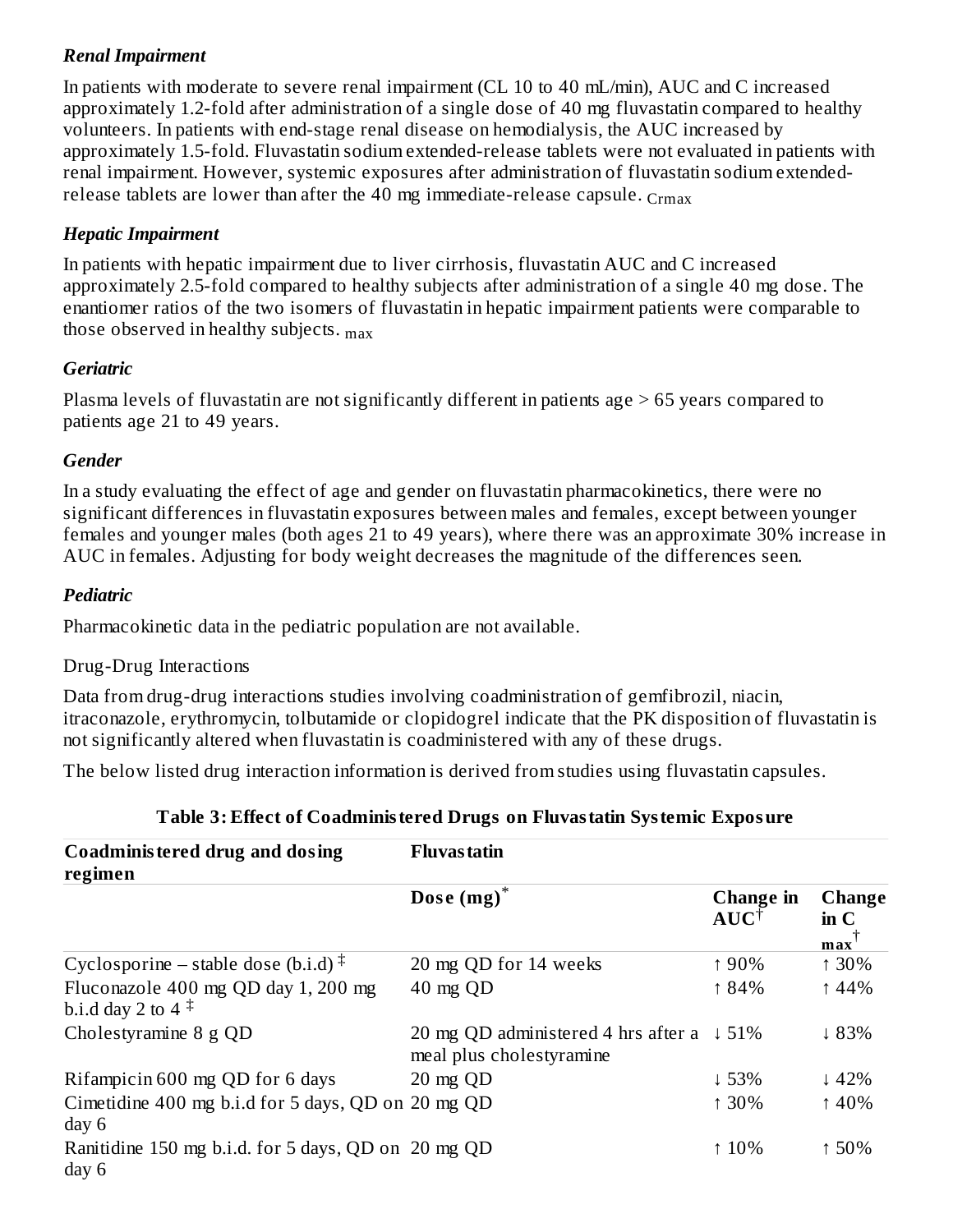### *Renal Impairment*

In patients with moderate to severe renal impairment (CL 10 to 40 mL/min), AUC and C increased approximately 1.2-fold after administration of a single dose of 40 mg fluvastatin compared to healthy volunteers. In patients with end-stage renal disease on hemodialysis, the AUC increased by approximately 1.5-fold. Fluvastatin sodium extended-release tablets were not evaluated in patients with renal impairment. However, systemic exposures after administration of fluvastatin sodium extended-release tablets are lower than after the 40 mg immediate-release capsule. $_{Crmax}$

### *Hepatic Impairment*

In patients with hepatic impairment due to liver cirrhosis, fluvastatin AUC and C increased approximately 2.5-fold compared to healthy subjects after administration of a single 40 mg dose. The enantiomer ratios of the two isomers of fluvastatin in hepatic impairment patients were comparable to those observed in healthy subjects. $_{max}$

### *Geriatric*

Plasma levels of fluvastatin are not significantly different in patients age > 65 years compared to patients age 21 to 49 years.

### *Gender*

In a study evaluating the effect of age and gender on fluvastatin pharmacokinetics, there were no significant differences in fluvastatin exposures between males and females, except between younger females and younger males (both ages 21 to 49 years), where there was an approximate 30% increase in AUC in females. Adjusting for body weight decreases the magnitude of the differences seen.

### *Pediatric*

Pharmacokinetic data in the pediatric population are not available.

Drug-Drug Interactions

Data from drug-drug interactions studies involving coadministration of gemfibrozil, niacin, itraconazole, erythromycin, tolbutamide or clopidogrel indicate that the PK disposition of fluvastatin is not significantly altered when fluvastatin is coadministered with any of these drugs.

The below listed drug interaction information is derived from studies using fluvastatin capsules.

**Table 3: Effect of Coadministered Drugs on Fluvastatin Systemic Exposure**

| **Coadministered drug and dosing regimen** | **Fluvastatin** | | |
|---|---|---|---|
| | **Dose (mg)*** | **Change in AUC†** | **Change in $C_{max}$†** |
| Cyclosporine – stable dose (b.i.d) ‡ | 20 mg QD for 14 weeks | ↑ 90% | ↑ 30% |
| Fluconazole 400 mg QD day 1, 200 mg b.i.d day 2 to 4 ‡ | 40 mg QD | ↑ 84% | ↑ 44% |
| Cholestyramine 8 g QD | 20 mg QD administered 4 hrs after a meal plus cholestyramine | ↓ 51% | ↓ 83% |
| Rifampicin 600 mg QD for 6 days | 20 mg QD | ↓ 53% | ↓ 42% |
| Cimetidine 400 mg b.i.d for 5 days, QD on day 6 | 20 mg QD | ↑ 30% | ↑ 40% |
| Ranitidine 150 mg b.i.d. for 5 days, QD on day 6 | 20 mg QD | ↑ 10% | ↑ 50% |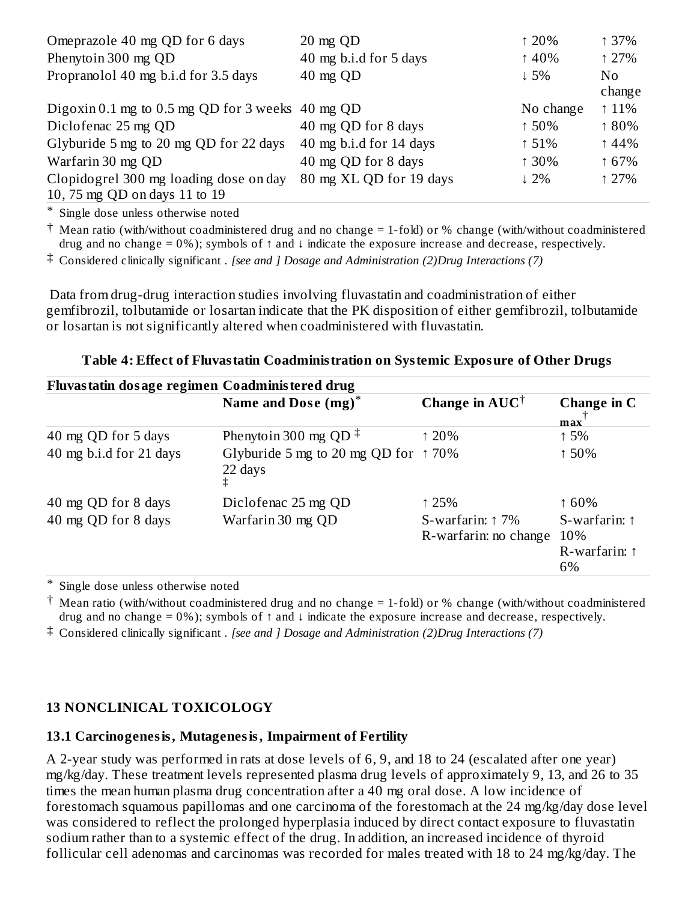| | | | |
|---|---|---|---|
| Omeprazole 40 mg QD for 6 days | 20 mg QD | ↑ 20% | ↑ 37% |
| Phenytoin 300 mg QD | 40 mg b.i.d for 5 days | ↑ 40% | ↑ 27% |
| Propranolol 40 mg b.i.d for 3.5 days | 40 mg QD | ↓ 5% | No change |
| Digoxin 0.1 mg to 0.5 mg QD for 3 weeks | 40 mg QD | No change | ↑ 11% |
| Diclofenac 25 mg QD | 40 mg QD for 8 days | ↑ 50% | ↑ 80% |
| Glyburide 5 mg to 20 mg QD for 22 days | 40 mg b.i.d for 14 days | ↑ 51% | ↑ 44% |
| Warfarin 30 mg QD | 40 mg QD for 8 days | ↑ 30% | ↑ 67% |
| Clopidogrel 300 mg loading dose on day 10, 75 mg QD on days 11 to 19 | 80 mg XL QD for 19 days | ↓ 2% | ↑ 27% |

\* Single dose unless otherwise noted

† Mean ratio (with/without coadministered drug and no change = 1-fold) or % change (with/without coadministered drug and no change = 0%); symbols of ↑ and ↓ indicate the exposure increase and decrease, respectively.

‡ Considered clinically significant . *[see and ] Dosage and Administration (2)Drug Interactions (7)*

Data from drug-drug interaction studies involving fluvastatin and coadministration of either gemfibrozil, tolbutamide or losartan indicate that the PK disposition of either gemfibrozil, tolbutamide or losartan is not significantly altered when coadministered with fluvastatin.

**Table 4: Effect of Fluvastatin Coadministration on Systemic Exposure of Other Drugs**

| Fluvastatin dosage regimen | Coadministered drug | | |
|---|---|---|---|
| | Name and Dose (mg)* | Change in AUC† | Change in $C_{max}$† |
| 40 mg QD for 5 days | Phenytoin 300 mg QD ‡ | ↑ 20% | ↑ 5% |
| 40 mg b.i.d for 21 days | Glyburide 5 mg to 20 mg QD for 22 days ‡ | ↑ 70% | ↑ 50% |
| 40 mg QD for 8 days | Diclofenac 25 mg QD | ↑ 25% | ↑ 60% |
| 40 mg QD for 8 days | Warfarin 30 mg QD | S-warfarin: ↑ 7% R-warfarin: no change | S-warfarin: ↑ 10% R-warfarin: ↑ 6% |

\* Single dose unless otherwise noted

† Mean ratio (with/without coadministered drug and no change = 1-fold) or % change (with/without coadministered drug and no change = 0%); symbols of ↑ and ↓ indicate the exposure increase and decrease, respectively.

‡ Considered clinically significant . *[see and ] Dosage and Administration (2)Drug Interactions (7)*

## 13 NONCLINICAL TOXICOLOGY

### 13.1 Carcinogenesis, Mutagenesis, Impairment of Fertility

A 2-year study was performed in rats at dose levels of 6, 9, and 18 to 24 (escalated after one year) mg/kg/day. These treatment levels represented plasma drug levels of approximately 9, 13, and 26 to 35 times the mean human plasma drug concentration after a 40 mg oral dose. A low incidence of forestomach squamous papillomas and one carcinoma of the forestomach at the 24 mg/kg/day dose level was considered to reflect the prolonged hyperplasia induced by direct contact exposure to fluvastatin sodium rather than to a systemic effect of the drug. In addition, an increased incidence of thyroid follicular cell adenomas and carcinomas was recorded for males treated with 18 to 24 mg/kg/day. The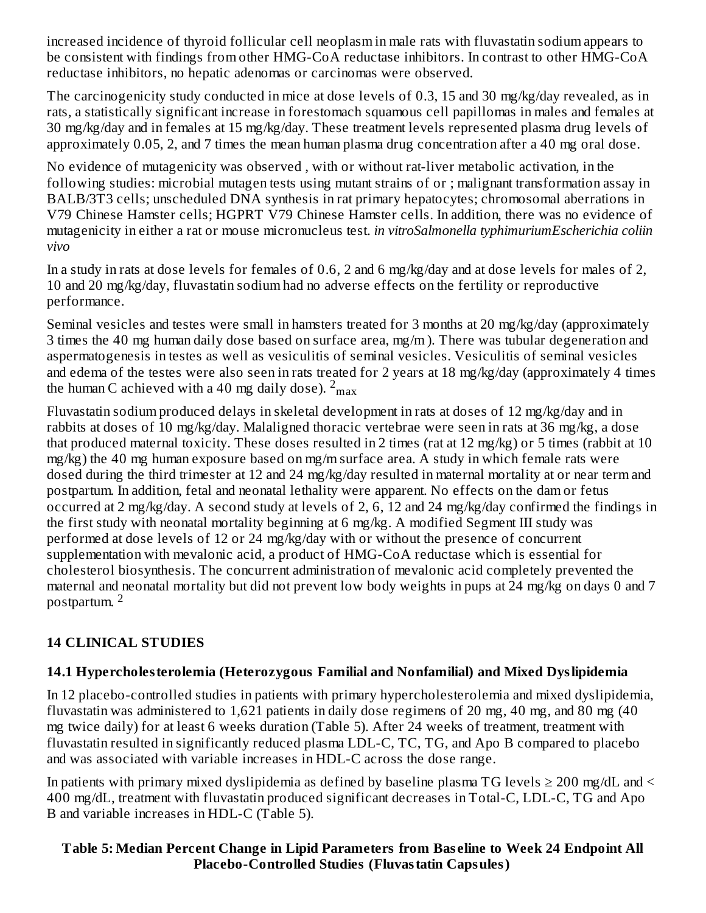increased incidence of thyroid follicular cell neoplasm in male rats with fluvastatin sodium appears to be consistent with findings from other HMG-CoA reductase inhibitors. In contrast to other HMG-CoA reductase inhibitors, no hepatic adenomas or carcinomas were observed.

The carcinogenicity study conducted in mice at dose levels of 0.3, 15 and 30 mg/kg/day revealed, as in rats, a statistically significant increase in forestomach squamous cell papillomas in males and females at 30 mg/kg/day and in females at 15 mg/kg/day. These treatment levels represented plasma drug levels of approximately 0.05, 2, and 7 times the mean human plasma drug concentration after a 40 mg oral dose.

No evidence of mutagenicity was observed , with or without rat-liver metabolic activation, in the following studies: microbial mutagen tests using mutant strains of or ; malignant transformation assay in BALB/3T3 cells; unscheduled DNA synthesis in rat primary hepatocytes; chromosomal aberrations in V79 Chinese Hamster cells; HGPRT V79 Chinese Hamster cells. In addition, there was no evidence of mutagenicity in either a rat or mouse micronucleus test. *in vitroSalmonella typhimuriumEscherichia coliin vivo*

In a study in rats at dose levels for females of 0.6, 2 and 6 mg/kg/day and at dose levels for males of 2, 10 and 20 mg/kg/day, fluvastatin sodium had no adverse effects on the fertility or reproductive performance.

Seminal vesicles and testes were small in hamsters treated for 3 months at 20 mg/kg/day (approximately 3 times the 40 mg human daily dose based on surface area, mg/m ). There was tubular degeneration and aspermatogenesis in testes as well as vesiculitis of seminal vesicles. Vesiculitis of seminal vesicles and edema of the testes were also seen in rats treated for 2 years at 18 mg/kg/day (approximately 4 times the human C achieved with a 40 mg daily dose). $^{2}{}_{max}$

Fluvastatin sodium produced delays in skeletal development in rats at doses of 12 mg/kg/day and in rabbits at doses of 10 mg/kg/day. Malaligned thoracic vertebrae were seen in rats at 36 mg/kg, a dose that produced maternal toxicity. These doses resulted in 2 times (rat at 12 mg/kg) or 5 times (rabbit at 10 mg/kg) the 40 mg human exposure based on mg/m surface area. A study in which female rats were dosed during the third trimester at 12 and 24 mg/kg/day resulted in maternal mortality at or near term and postpartum. In addition, fetal and neonatal lethality were apparent. No effects on the dam or fetus occurred at 2 mg/kg/day. A second study at levels of 2, 6, 12 and 24 mg/kg/day confirmed the findings in the first study with neonatal mortality beginning at 6 mg/kg. A modified Segment III study was performed at dose levels of 12 or 24 mg/kg/day with or without the presence of concurrent supplementation with mevalonic acid, a product of HMG-CoA reductase which is essential for cholesterol biosynthesis. The concurrent administration of mevalonic acid completely prevented the maternal and neonatal mortality but did not prevent low body weights in pups at 24 mg/kg on days 0 and 7 postpartum. $^{2}$

## 14 CLINICAL STUDIES

### 14.1 Hypercholesterolemia (Heterozygous Familial and Nonfamilial) and Mixed Dyslipidemia

In 12 placebo-controlled studies in patients with primary hypercholesterolemia and mixed dyslipidemia, fluvastatin was administered to 1,621 patients in daily dose regimens of 20 mg, 40 mg, and 80 mg (40 mg twice daily) for at least 6 weeks duration (Table 5). After 24 weeks of treatment, treatment with fluvastatin resulted in significantly reduced plasma LDL-C, TC, TG, and Apo B compared to placebo and was associated with variable increases in HDL-C across the dose range.

In patients with primary mixed dyslipidemia as defined by baseline plasma TG levels ≥ 200 mg/dL and < 400 mg/dL, treatment with fluvastatin produced significant decreases in Total-C, LDL-C, TG and Apo B and variable increases in HDL-C (Table 5).

**Table 5: Median Percent Change in Lipid Parameters from Baseline to Week 24 Endpoint All Placebo-Controlled Studies (Fluvastatin Capsules)**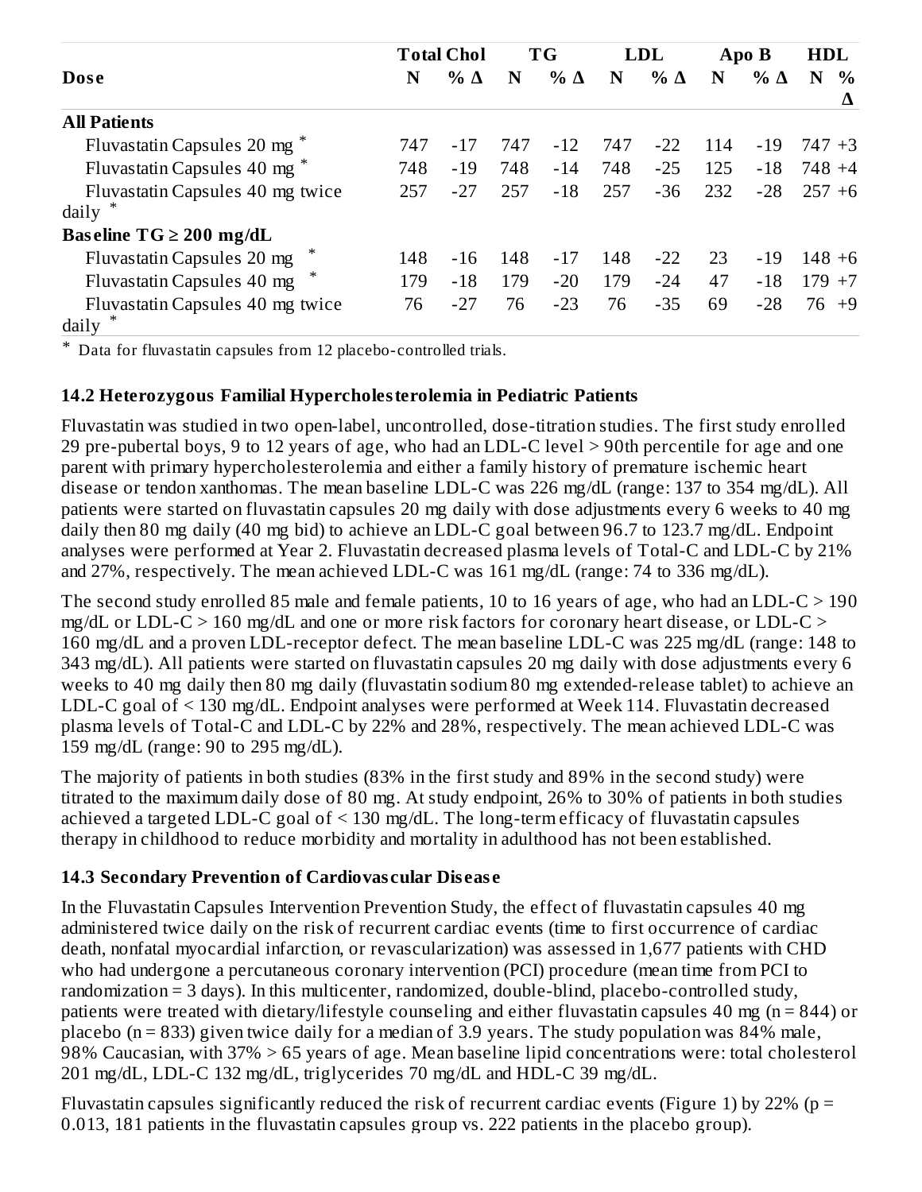| Dose | Total Chol | | TG | | LDL | | Apo B | | HDL | |
|---|---|---|---|---|---|---|---|---|---|---|
| | N | % Δ | N | % Δ | N | % Δ | N | % Δ | N | % Δ |
| **All Patients** | | | | | | | | | | |
| Fluvastatin Capsules 20 mg * | 747 | -17 | 747 | -12 | 747 | -22 | 114 | -19 | 747 | +3 |
| Fluvastatin Capsules 40 mg * | 748 | -19 | 748 | -14 | 748 | -25 | 125 | -18 | 748 | +4 |
| Fluvastatin Capsules 40 mg twice daily * | 257 | -27 | 257 | -18 | 257 | -36 | 232 | -28 | 257 | +6 |
| **Baseline TG ≥ 200 mg/dL** | | | | | | | | | | |
| Fluvastatin Capsules 20 mg * | 148 | -16 | 148 | -17 | 148 | -22 | 23 | -19 | 148 | +6 |
| Fluvastatin Capsules 40 mg * | 179 | -18 | 179 | -20 | 179 | -24 | 47 | -18 | 179 | +7 |
| Fluvastatin Capsules 40 mg twice daily * | 76 | -27 | 76 | -23 | 76 | -35 | 69 | -28 | 76 | +9 |

* Data for fluvastatin capsules from 12 placebo-controlled trials.

### 14.2 Heterozygous Familial Hypercholesterolemia in Pediatric Patients

Fluvastatin was studied in two open-label, uncontrolled, dose-titration studies. The first study enrolled 29 pre-pubertal boys, 9 to 12 years of age, who had an LDL-C level > 90th percentile for age and one parent with primary hypercholesterolemia and either a family history of premature ischemic heart disease or tendon xanthomas. The mean baseline LDL-C was 226 mg/dL (range: 137 to 354 mg/dL). All patients were started on fluvastatin capsules 20 mg daily with dose adjustments every 6 weeks to 40 mg daily then 80 mg daily (40 mg bid) to achieve an LDL-C goal between 96.7 to 123.7 mg/dL. Endpoint analyses were performed at Year 2. Fluvastatin decreased plasma levels of Total-C and LDL-C by 21% and 27%, respectively. The mean achieved LDL-C was 161 mg/dL (range: 74 to 336 mg/dL).

The second study enrolled 85 male and female patients, 10 to 16 years of age, who had an LDL-C > 190 mg/dL or LDL-C > 160 mg/dL and one or more risk factors for coronary heart disease, or LDL-C > 160 mg/dL and a proven LDL-receptor defect. The mean baseline LDL-C was 225 mg/dL (range: 148 to 343 mg/dL). All patients were started on fluvastatin capsules 20 mg daily with dose adjustments every 6 weeks to 40 mg daily then 80 mg daily (fluvastatin sodium 80 mg extended-release tablet) to achieve an LDL-C goal of < 130 mg/dL. Endpoint analyses were performed at Week 114. Fluvastatin decreased plasma levels of Total-C and LDL-C by 22% and 28%, respectively. The mean achieved LDL-C was 159 mg/dL (range: 90 to 295 mg/dL).

The majority of patients in both studies (83% in the first study and 89% in the second study) were titrated to the maximum daily dose of 80 mg. At study endpoint, 26% to 30% of patients in both studies achieved a targeted LDL-C goal of < 130 mg/dL. The long-term efficacy of fluvastatin capsules therapy in childhood to reduce morbidity and mortality in adulthood has not been established.

### 14.3 Secondary Prevention of Cardiovascular Disease

In the Fluvastatin Capsules Intervention Prevention Study, the effect of fluvastatin capsules 40 mg administered twice daily on the risk of recurrent cardiac events (time to first occurrence of cardiac death, nonfatal myocardial infarction, or revascularization) was assessed in 1,677 patients with CHD who had undergone a percutaneous coronary intervention (PCI) procedure (mean time from PCI to randomization = 3 days). In this multicenter, randomized, double-blind, placebo-controlled study, patients were treated with dietary/lifestyle counseling and either fluvastatin capsules 40 mg (n = 844) or placebo (n = 833) given twice daily for a median of 3.9 years. The study population was 84% male, 98% Caucasian, with 37% > 65 years of age. Mean baseline lipid concentrations were: total cholesterol 201 mg/dL, LDL-C 132 mg/dL, triglycerides 70 mg/dL and HDL-C 39 mg/dL.

Fluvastatin capsules significantly reduced the risk of recurrent cardiac events (Figure 1) by 22% ($p = 0.013$, 181 patients in the fluvastatin capsules group vs. 222 patients in the placebo group).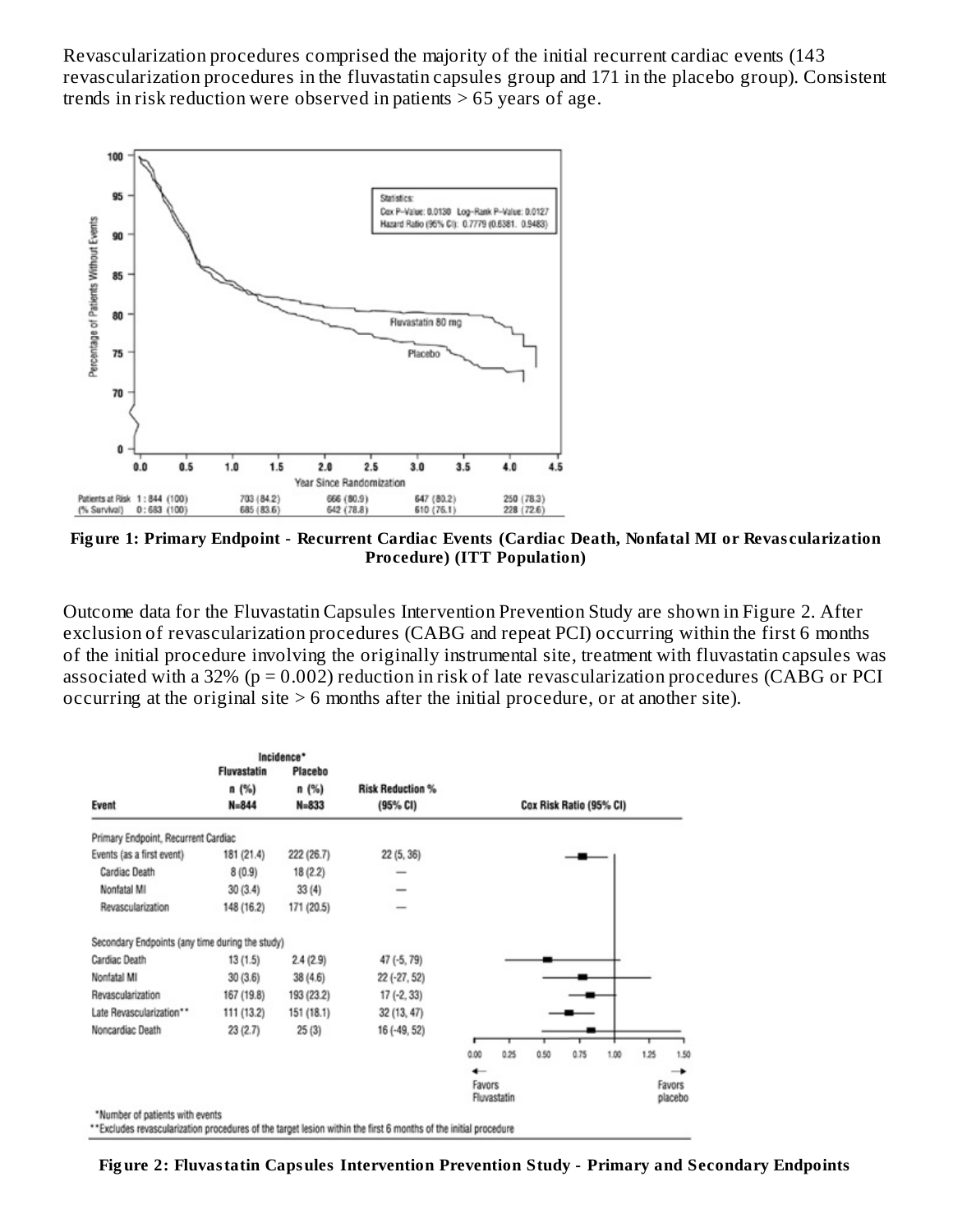Revascularization procedures comprised the majority of the initial recurrent cardiac events (143 revascularization procedures in the fluvastatin capsules group and 171 in the placebo group). Consistent trends in risk reduction were observed in patients > 65 years of age.

**Figure 1: Primary Endpoint - Recurrent Cardiac Events (Cardiac Death, Nonfatal MI or Revascularization Procedure) (ITT Population)**

Outcome data for the Fluvastatin Capsules Intervention Prevention Study are shown in Figure 2. After exclusion of revascularization procedures (CABG and repeat PCI) occurring within the first 6 months of the initial procedure involving the originally instrumental site, treatment with fluvastatin capsules was associated with a 32% ($p = 0.002$) reduction in risk of late revascularization procedures (CABG or PCI occurring at the original site > 6 months after the initial procedure, or at another site).

| Event | Incidence* Fluvastatin n (%) N=844 | Incidence* Placebo n (%) N=833 | Risk Reduction % (95% CI) |
|---|---|---|---|
| Primary Endpoint, Recurrent Cardiac | | | |
| Events (as a first event) | 181 (21.4) | 222 (26.7) | 22 (5, 36) |
| Cardiac Death | 8 (0.9) | 18 (2.2) | — |
| Nonfatal MI | 30 (3.4) | 33 (4) | — |
| Revascularization | 148 (16.2) | 171 (20.5) | — |
| Secondary Endpoints (any time during the study) | | | |
| Cardiac Death | 13 (1.5) | 24 (2.9) | 47 (-5, 79) |
| Nonfatal MI | 30 (3.6) | 38 (4.6) | 22 (-27, 52) |
| Revascularization | 167 (19.8) | 193 (23.2) | 17 (-2, 33) |
| Late Revascularization** | 111 (13.2) | 151 (18.1) | 32 (13, 47) |
| Noncardiac Death | 23 (2.7) | 25 (3) | 16 (-49, 52) |

*Number of patients with events

**Excludes revascularization procedures of the target lesion within the first 6 months of the initial procedure

**Figure 2: Fluvastatin Capsules Intervention Prevention Study - Primary and Secondary Endpoints**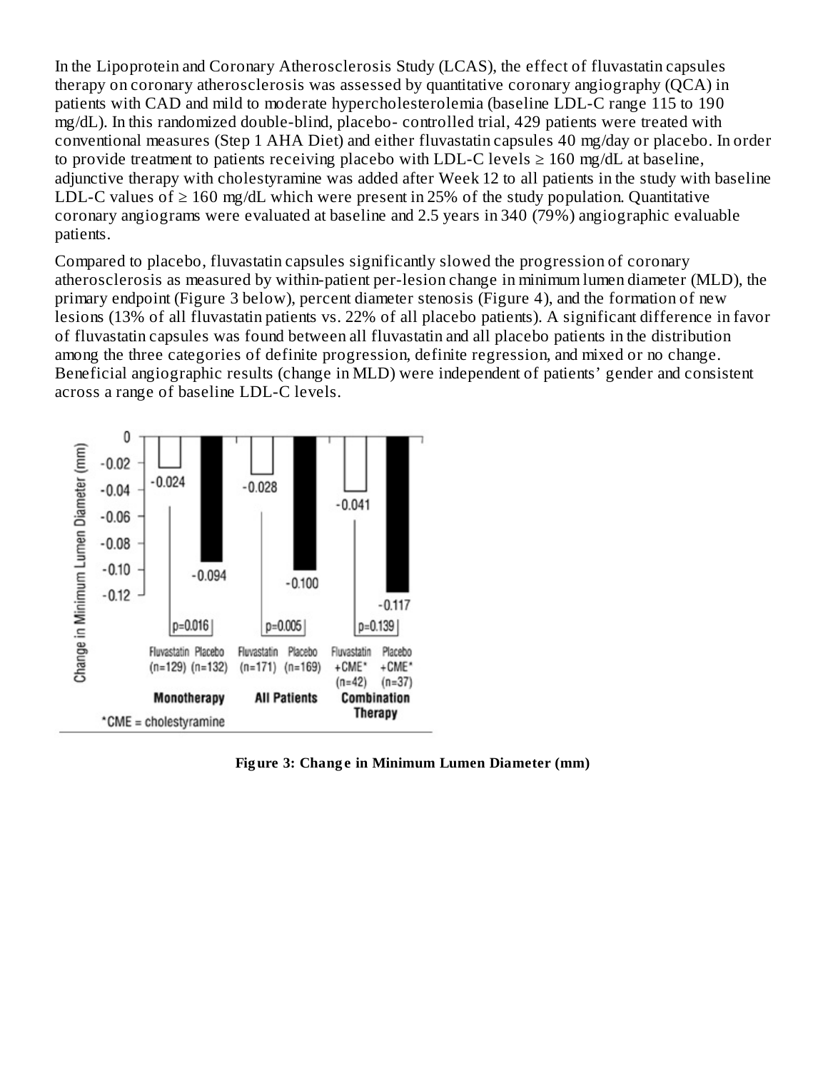In the Lipoprotein and Coronary Atherosclerosis Study (LCAS), the effect of fluvastatin capsules therapy on coronary atherosclerosis was assessed by quantitative coronary angiography (QCA) in patients with CAD and mild to moderate hypercholesterolemia (baseline LDL-C range 115 to 190 mg/dL). In this randomized double-blind, placebo- controlled trial, 429 patients were treated with conventional measures (Step 1 AHA Diet) and either fluvastatin capsules 40 mg/day or placebo. In order to provide treatment to patients receiving placebo with LDL-C levels ≥ 160 mg/dL at baseline, adjunctive therapy with cholestyramine was added after Week 12 to all patients in the study with baseline LDL-C values of ≥ 160 mg/dL which were present in 25% of the study population. Quantitative coronary angiograms were evaluated at baseline and 2.5 years in 340 (79%) angiographic evaluable patients.

Compared to placebo, fluvastatin capsules significantly slowed the progression of coronary atherosclerosis as measured by within-patient per-lesion change in minimum lumen diameter (MLD), the primary endpoint (Figure 3 below), percent diameter stenosis (Figure 4), and the formation of new lesions (13% of all fluvastatin patients vs. 22% of all placebo patients). A significant difference in favor of fluvastatin capsules was found between all fluvastatin and all placebo patients in the distribution among the three categories of definite progression, definite regression, and mixed or no change. Beneficial angiographic results (change in MLD) were independent of patients' gender and consistent across a range of baseline LDL-C levels.

| | Monotherapy | | All Patients | | Combination Therapy | |
|---|---|---|---|---|---|---|
| | Fluvastatin (n=129) | Placebo (n=132) | Fluvastatin (n=171) | Placebo (n=169) | Fluvastatin +CME* (n=42) | Placebo +CME* (n=37) |
| Change in Minimum Lumen Diameter (mm) | -0.024 | -0.094 | -0.028 | -0.100 | -0.041 | -0.117 |
| p-value | p=0.016 | | p=0.005 | | p=0.139 | |

*CME = cholestyramine

**Figure 3: Change in Minimum Lumen Diameter (mm)**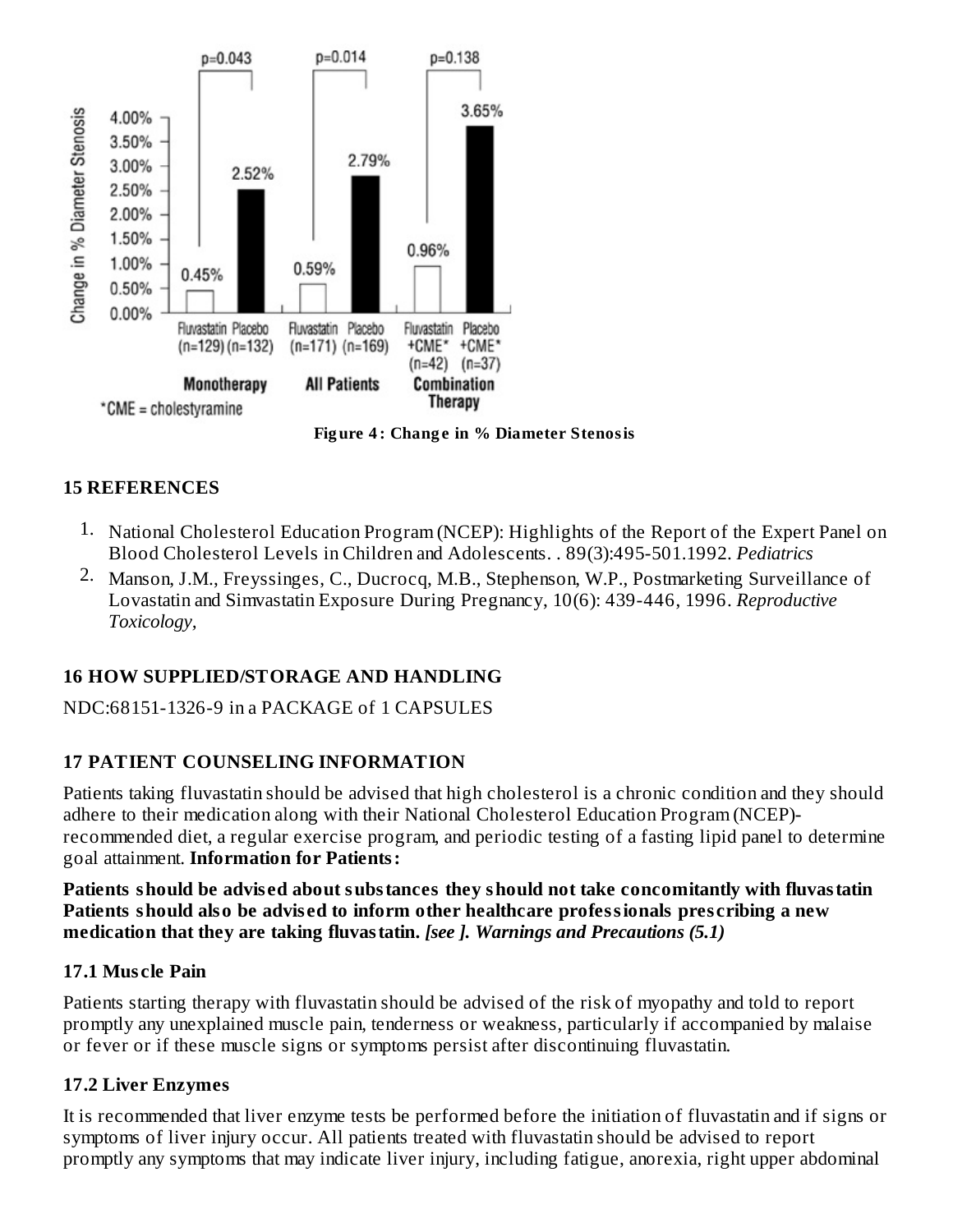Figure 4: Change in % Diameter Stenosis

## 15 REFERENCES

1. National Cholesterol Education Program (NCEP): Highlights of the Report of the Expert Panel on Blood Cholesterol Levels in Children and Adolescents. . 89(3):495-501.1992. *Pediatrics*
2. Manson, J.M., Freyssinges, C., Ducrocq, M.B., Stephenson, W.P., Postmarketing Surveillance of Lovastatin and Simvastatin Exposure During Pregnancy, 10(6): 439-446, 1996. *Reproductive Toxicology,*

## 16 HOW SUPPLIED/STORAGE AND HANDLING

NDC:68151-1326-9 in a PACKAGE of 1 CAPSULES

## 17 PATIENT COUNSELING INFORMATION

Patients taking fluvastatin should be advised that high cholesterol is a chronic condition and they should adhere to their medication along with their National Cholesterol Education Program (NCEP)-recommended diet, a regular exercise program, and periodic testing of a fasting lipid panel to determine goal attainment. **Information for Patients:**

**Patients should be advised about substances they should not take concomitantly with fluvastatin Patients should also be advised to inform other healthcare professionals prescribing a new medication that they are taking fluvastatin.** ***[see ]. Warnings and Precautions (5.1)***

### 17.1 Muscle Pain

Patients starting therapy with fluvastatin should be advised of the risk of myopathy and told to report promptly any unexplained muscle pain, tenderness or weakness, particularly if accompanied by malaise or fever or if these muscle signs or symptoms persist after discontinuing fluvastatin.

### 17.2 Liver Enzymes

It is recommended that liver enzyme tests be performed before the initiation of fluvastatin and if signs or symptoms of liver injury occur. All patients treated with fluvastatin should be advised to report promptly any symptoms that may indicate liver injury, including fatigue, anorexia, right upper abdominal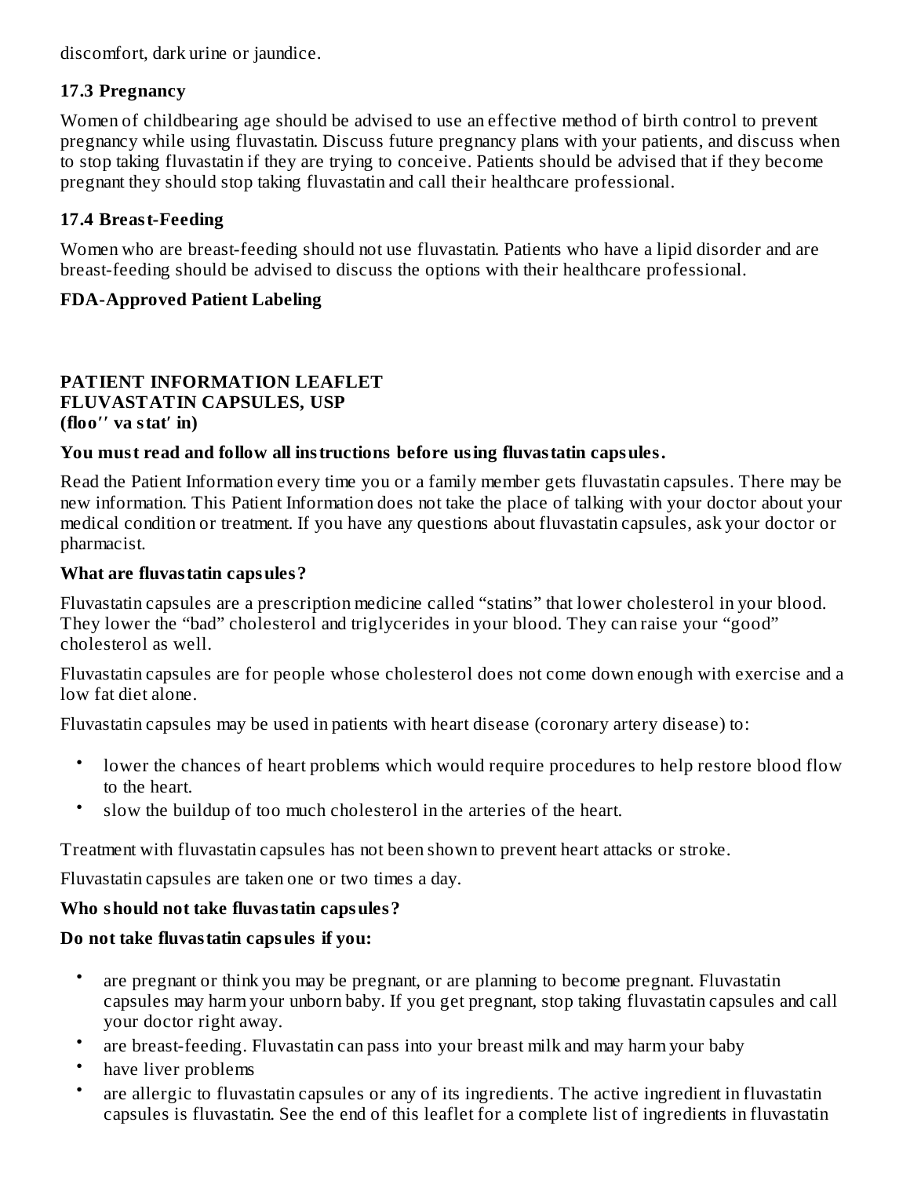discomfort, dark urine or jaundice.

### 17.3 Pregnancy

Women of childbearing age should be advised to use an effective method of birth control to prevent pregnancy while using fluvastatin. Discuss future pregnancy plans with your patients, and discuss when to stop taking fluvastatin if they are trying to conceive. Patients should be advised that if they become pregnant they should stop taking fluvastatin and call their healthcare professional.

### 17.4 Breast-Feeding

Women who are breast-feeding should not use fluvastatin. Patients who have a lipid disorder and are breast-feeding should be advised to discuss the options with their healthcare professional.

**FDA-Approved Patient Labeling**

## PATIENT INFORMATION LEAFLET
## FLUVASTATIN CAPSULES, USP
**(floo′′ va stat′ in)**

**You must read and follow all instructions before using fluvastatin capsules.**

Read the Patient Information every time you or a family member gets fluvastatin capsules. There may be new information. This Patient Information does not take the place of talking with your doctor about your medical condition or treatment. If you have any questions about fluvastatin capsules, ask your doctor or pharmacist.

**What are fluvastatin capsules?**

Fluvastatin capsules are a prescription medicine called "statins" that lower cholesterol in your blood. They lower the "bad" cholesterol and triglycerides in your blood. They can raise your "good" cholesterol as well.

Fluvastatin capsules are for people whose cholesterol does not come down enough with exercise and a low fat diet alone.

Fluvastatin capsules may be used in patients with heart disease (coronary artery disease) to:

- lower the chances of heart problems which would require procedures to help restore blood flow to the heart.
- slow the buildup of too much cholesterol in the arteries of the heart.

Treatment with fluvastatin capsules has not been shown to prevent heart attacks or stroke.

Fluvastatin capsules are taken one or two times a day.

**Who should not take fluvastatin capsules?**

**Do not take fluvastatin capsules if you:**

- are pregnant or think you may be pregnant, or are planning to become pregnant. Fluvastatin capsules may harm your unborn baby. If you get pregnant, stop taking fluvastatin capsules and call your doctor right away.
- are breast-feeding. Fluvastatin can pass into your breast milk and may harm your baby
- have liver problems
- are allergic to fluvastatin capsules or any of its ingredients. The active ingredient in fluvastatin capsules is fluvastatin. See the end of this leaflet for a complete list of ingredients in fluvastatin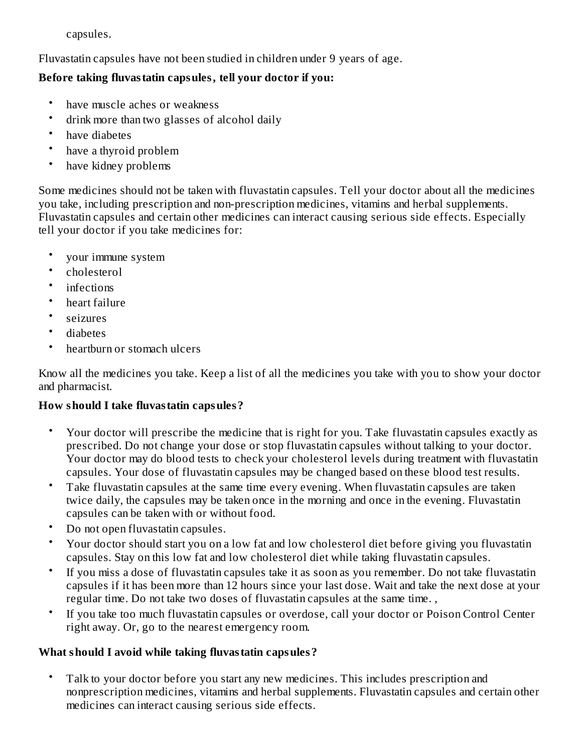capsules.

Fluvastatin capsules have not been studied in children under 9 years of age.

**Before taking fluvastatin capsules, tell your doctor if you:**

- have muscle aches or weakness
- drink more than two glasses of alcohol daily
- have diabetes
- have a thyroid problem
- have kidney problems

Some medicines should not be taken with fluvastatin capsules. Tell your doctor about all the medicines you take, including prescription and non-prescription medicines, vitamins and herbal supplements. Fluvastatin capsules and certain other medicines can interact causing serious side effects. Especially tell your doctor if you take medicines for:

- your immune system
- cholesterol
- infections
- heart failure
- seizures
- diabetes
- heartburn or stomach ulcers

Know all the medicines you take. Keep a list of all the medicines you take with you to show your doctor and pharmacist.

**How should I take fluvastatin capsules?**

- Your doctor will prescribe the medicine that is right for you. Take fluvastatin capsules exactly as prescribed. Do not change your dose or stop fluvastatin capsules without talking to your doctor. Your doctor may do blood tests to check your cholesterol levels during treatment with fluvastatin capsules. Your dose of fluvastatin capsules may be changed based on these blood test results.
- Take fluvastatin capsules at the same time every evening. When fluvastatin capsules are taken twice daily, the capsules may be taken once in the morning and once in the evening. Fluvastatin capsules can be taken with or without food.
- Do not open fluvastatin capsules.
- Your doctor should start you on a low fat and low cholesterol diet before giving you fluvastatin capsules. Stay on this low fat and low cholesterol diet while taking fluvastatin capsules.
- If you miss a dose of fluvastatin capsules take it as soon as you remember. Do not take fluvastatin capsules if it has been more than 12 hours since your last dose. Wait and take the next dose at your regular time. Do not take two doses of fluvastatin capsules at the same time. ,
- If you take too much fluvastatin capsules or overdose, call your doctor or Poison Control Center right away. Or, go to the nearest emergency room.

**What should I avoid while taking fluvastatin capsules?**

- Talk to your doctor before you start any new medicines. This includes prescription and nonprescription medicines, vitamins and herbal supplements. Fluvastatin capsules and certain other medicines can interact causing serious side effects.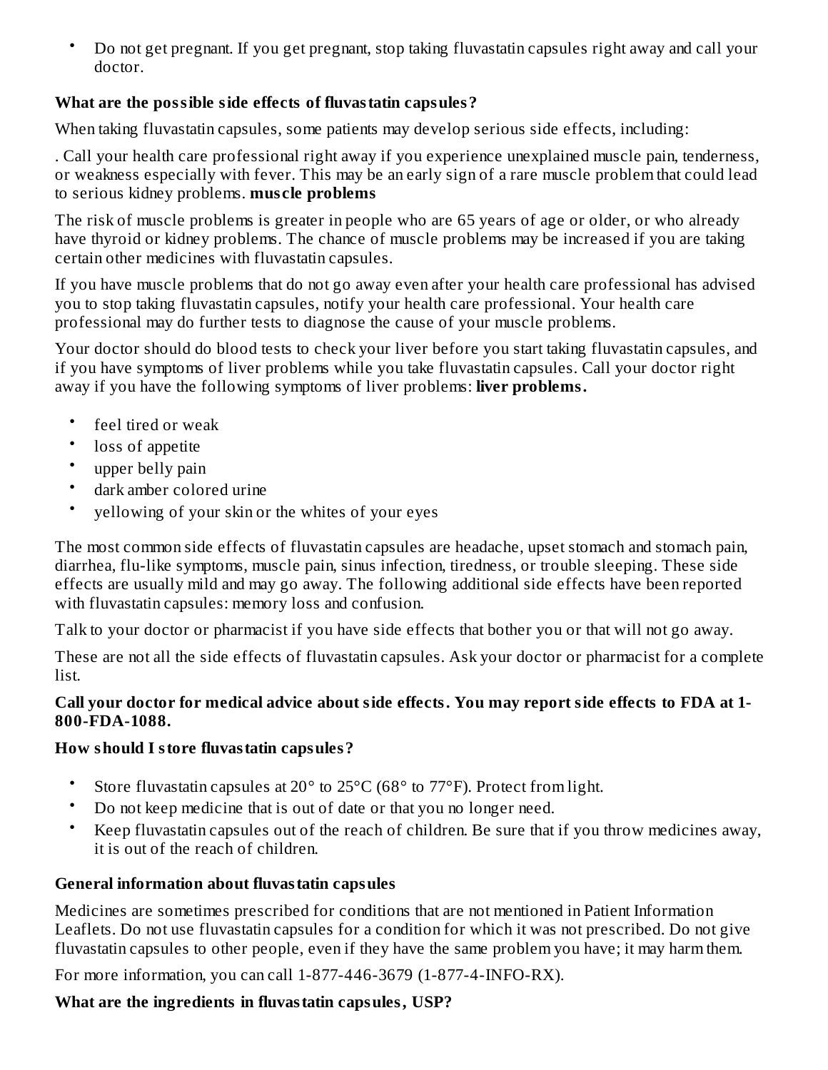- Do not get pregnant. If you get pregnant, stop taking fluvastatin capsules right away and call your doctor.

**What are the possible side effects of fluvastatin capsules?**

When taking fluvastatin capsules, some patients may develop serious side effects, including:

. Call your health care professional right away if you experience unexplained muscle pain, tenderness, or weakness especially with fever. This may be an early sign of a rare muscle problem that could lead to serious kidney problems. **muscle problems**

The risk of muscle problems is greater in people who are 65 years of age or older, or who already have thyroid or kidney problems. The chance of muscle problems may be increased if you are taking certain other medicines with fluvastatin capsules.

If you have muscle problems that do not go away even after your health care professional has advised you to stop taking fluvastatin capsules, notify your health care professional. Your health care professional may do further tests to diagnose the cause of your muscle problems.

Your doctor should do blood tests to check your liver before you start taking fluvastatin capsules, and if you have symptoms of liver problems while you take fluvastatin capsules. Call your doctor right away if you have the following symptoms of liver problems: **liver problems.**

- feel tired or weak
- loss of appetite
- upper belly pain
- dark amber colored urine
- yellowing of your skin or the whites of your eyes

The most common side effects of fluvastatin capsules are headache, upset stomach and stomach pain, diarrhea, flu-like symptoms, muscle pain, sinus infection, tiredness, or trouble sleeping. These side effects are usually mild and may go away. The following additional side effects have been reported with fluvastatin capsules: memory loss and confusion.

Talk to your doctor or pharmacist if you have side effects that bother you or that will not go away.

These are not all the side effects of fluvastatin capsules. Ask your doctor or pharmacist for a complete list.

**Call your doctor for medical advice about side effects. You may report side effects to FDA at 1-800-FDA-1088.**

**How should I store fluvastatin capsules?**

- Store fluvastatin capsules at 20° to 25°C (68° to 77°F). Protect from light.
- Do not keep medicine that is out of date or that you no longer need.
- Keep fluvastatin capsules out of the reach of children. Be sure that if you throw medicines away, it is out of the reach of children.

**General information about fluvastatin capsules**

Medicines are sometimes prescribed for conditions that are not mentioned in Patient Information Leaflets. Do not use fluvastatin capsules for a condition for which it was not prescribed. Do not give fluvastatin capsules to other people, even if they have the same problem you have; it may harm them.

For more information, you can call 1-877-446-3679 (1-877-4-INFO-RX).

**What are the ingredients in fluvastatin capsules, USP?**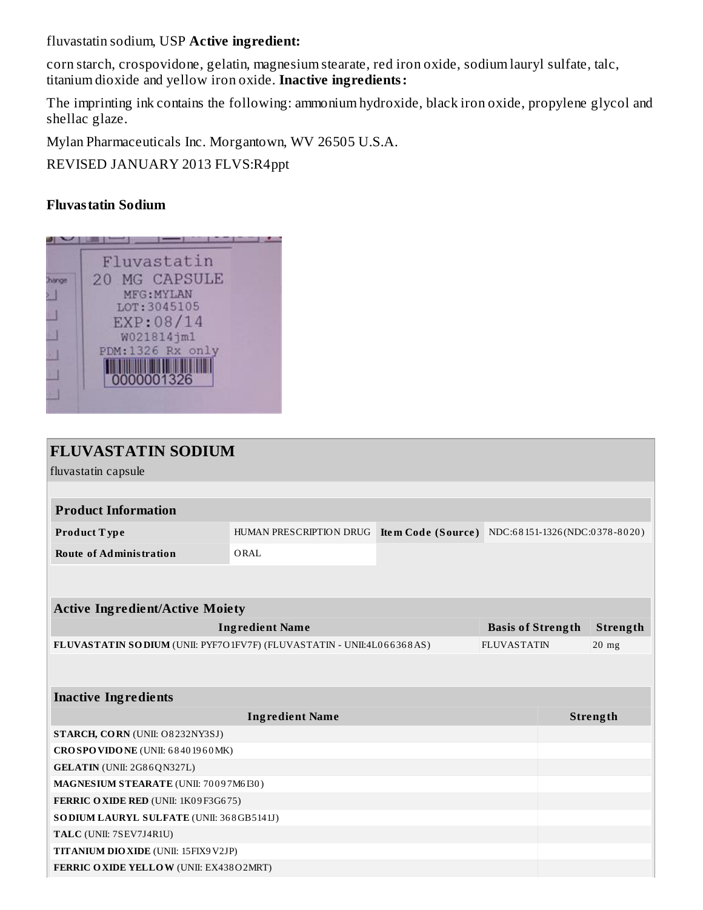fluvastatin sodium, USP **Active ingredient:**

corn starch, crospovidone, gelatin, magnesium stearate, red iron oxide, sodium lauryl sulfate, talc, titanium dioxide and yellow iron oxide. **Inactive ingredients:**

The imprinting ink contains the following: ammonium hydroxide, black iron oxide, propylene glycol and shellac glaze.

Mylan Pharmaceuticals Inc. Morgantown, WV 26505 U.S.A.

REVISED JANUARY 2013 FLVS:R4ppt

**Fluvastatin Sodium**

Fluvastatin
20 MG CAPSULE
MFG:MYLAN
LOT:3045105
EXP:08/14
W021814jm1
PDM:1326 Rx only
0000001326

## FLUVASTATIN SODIUM

fluvastatin capsule

| Product Information | | | |
|---|---|---|---|
| **Product Type** | HUMAN PRESCRIPTION DRUG | **Item Code (Source)** | NDC:68151-1326(NDC:0378-8020) |
| **Route of Administration** | ORAL | | |

| Active Ingredient/Active Moiety | | |
|---|---|---|
| **Ingredient Name** | **Basis of Strength** | **Strength** |
| **FLUVASTATIN SODIUM** (UNII: PYF7O1FV7F) (FLUVASTATIN - UNII:4L066368AS) | FLUVASTATIN | 20 mg |

| Inactive Ingredients | |
|---|---|
| **Ingredient Name** | **Strength** |
| **STARCH, CORN** (UNII: O8232NY3SJ) | |
| **CROSPOVIDONE** (UNII: 68401960MK) | |
| **GELATIN** (UNII: 2G86QN327L) | |
| **MAGNESIUM STEARATE** (UNII: 70097M6I30) | |
| **FERRIC OXIDE RED** (UNII: 1K09F3G675) | |
| **SODIUM LAURYL SULFATE** (UNII: 368GB5141J) | |
| **TALC** (UNII: 7SEV7J4R1U) | |
| **TITANIUM DIOXIDE** (UNII: 15FIX9V2JP) | |
| **FERRIC OXIDE YELLOW** (UNII: EX438O2MRT) | |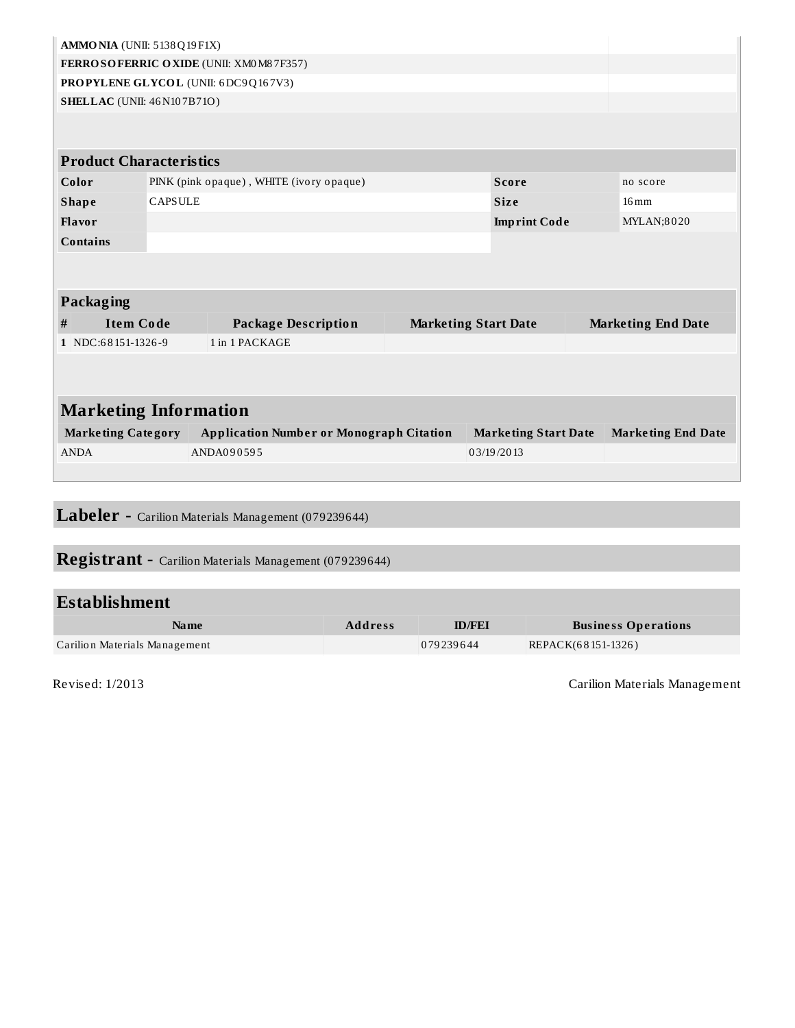| | |
|---|---|
| **AMMONIA** (UNII: 5138Q19F1X) | |
| **FERROSOFERRIC OXIDE** (UNII: XM0M87F357) | |
| **PROPYLENE GLYCOL** (UNII: 6DC9Q167V3) | |
| **SHELLAC** (UNII: 46N107B71O) | |

| **Product Characteristics** | | | |
|---|---|---|---|
| **Color** | PINK (pink opaque) , WHITE (ivory opaque) | **Score** | no score |
| **Shape** | CAPSULE | **Size** | 16mm |
| **Flavor** | | **Imprint Code** | MYLAN;8020 |
| **Contains** | | | |

**Packaging**

| # | Item Code | Package Description | Marketing Start Date | Marketing End Date |
|---|---|---|---|---|
| 1 | NDC:68151-1326-9 | 1 in 1 PACKAGE | | |

**Marketing Information**

| Marketing Category | Application Number or Monograph Citation | Marketing Start Date | Marketing End Date |
|---|---|---|---|
| ANDA | ANDA090595 | 03/19/2013 | |

## Labeler - Carilion Materials Management (079239644)

## Registrant - Carilion Materials Management (079239644)

## Establishment

| Name | Address | ID/FEI | Business Operations |
|---|---|---|---|
| Carilion Materials Management | | 079239644 | REPACK(68151-1326) |

Revised: 1/2013 Carilion Materials Management